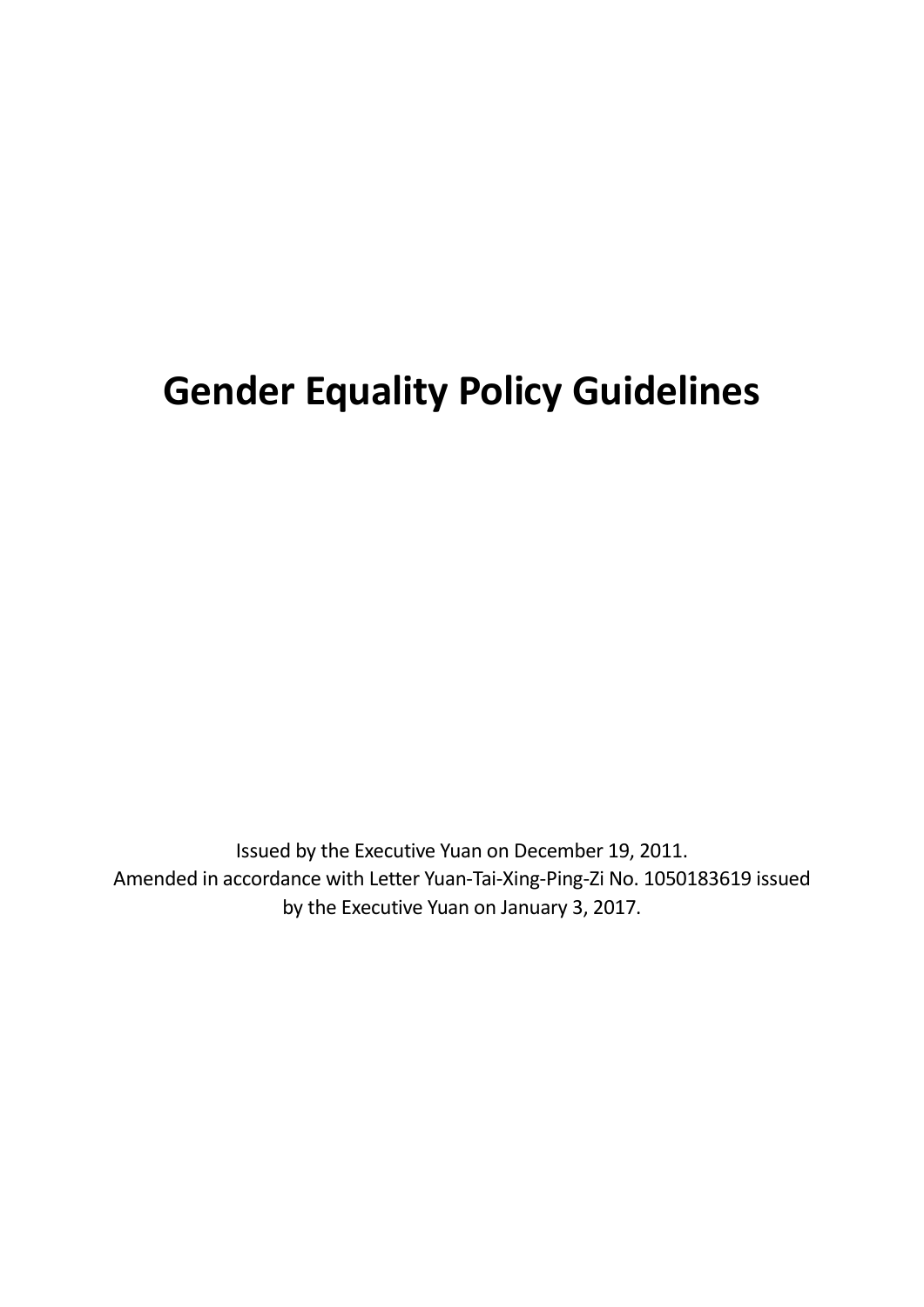# Gender Equality Policy Guidelines

Issued by the Executive Yuan on December 19, 2011.
Amended in accordance with Letter Yuan-Tai-Xing-Ping-Zi No. 1050183619 issued by the Executive Yuan on January 3, 2017.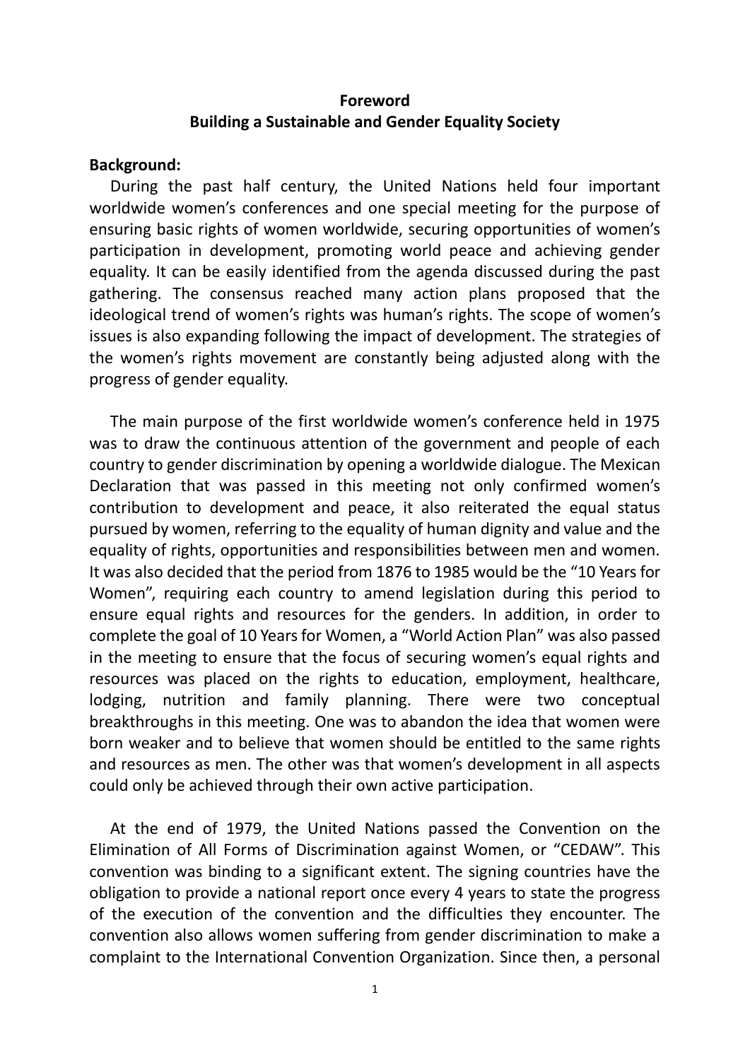**Foreword**
**Building a Sustainable and Gender Equality Society**

**Background:**

During the past half century, the United Nations held four important worldwide women's conferences and one special meeting for the purpose of ensuring basic rights of women worldwide, securing opportunities of women's participation in development, promoting world peace and achieving gender equality. It can be easily identified from the agenda discussed during the past gathering. The consensus reached many action plans proposed that the ideological trend of women's rights was human's rights. The scope of women's issues is also expanding following the impact of development. The strategies of the women's rights movement are constantly being adjusted along with the progress of gender equality.

The main purpose of the first worldwide women's conference held in 1975 was to draw the continuous attention of the government and people of each country to gender discrimination by opening a worldwide dialogue. The Mexican Declaration that was passed in this meeting not only confirmed women's contribution to development and peace, it also reiterated the equal status pursued by women, referring to the equality of human dignity and value and the equality of rights, opportunities and responsibilities between men and women. It was also decided that the period from 1876 to 1985 would be the "10 Years for Women", requiring each country to amend legislation during this period to ensure equal rights and resources for the genders. In addition, in order to complete the goal of 10 Years for Women, a "World Action Plan" was also passed in the meeting to ensure that the focus of securing women's equal rights and resources was placed on the rights to education, employment, healthcare, lodging, nutrition and family planning. There were two conceptual breakthroughs in this meeting. One was to abandon the idea that women were born weaker and to believe that women should be entitled to the same rights and resources as men. The other was that women's development in all aspects could only be achieved through their own active participation.

At the end of 1979, the United Nations passed the Convention on the Elimination of All Forms of Discrimination against Women, or "CEDAW". This convention was binding to a significant extent. The signing countries have the obligation to provide a national report once every 4 years to state the progress of the execution of the convention and the difficulties they encounter. The convention also allows women suffering from gender discrimination to make a complaint to the International Convention Organization. Since then, a personal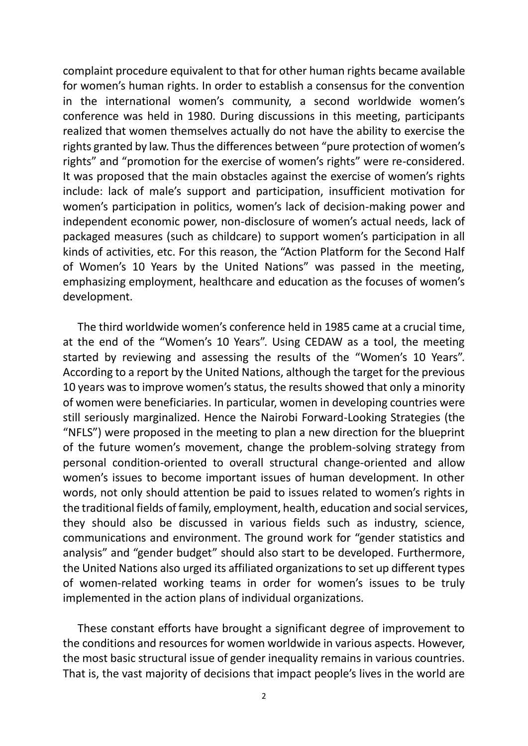complaint procedure equivalent to that for other human rights became available for women's human rights. In order to establish a consensus for the convention in the international women's community, a second worldwide women's conference was held in 1980. During discussions in this meeting, participants realized that women themselves actually do not have the ability to exercise the rights granted by law. Thus the differences between "pure protection of women's rights" and "promotion for the exercise of women's rights" were re-considered. It was proposed that the main obstacles against the exercise of women's rights include: lack of male's support and participation, insufficient motivation for women's participation in politics, women's lack of decision-making power and independent economic power, non-disclosure of women's actual needs, lack of packaged measures (such as childcare) to support women's participation in all kinds of activities, etc. For this reason, the "Action Platform for the Second Half of Women's 10 Years by the United Nations" was passed in the meeting, emphasizing employment, healthcare and education as the focuses of women's development.

The third worldwide women's conference held in 1985 came at a crucial time, at the end of the "Women's 10 Years". Using CEDAW as a tool, the meeting started by reviewing and assessing the results of the "Women's 10 Years". According to a report by the United Nations, although the target for the previous 10 years was to improve women's status, the results showed that only a minority of women were beneficiaries. In particular, women in developing countries were still seriously marginalized. Hence the Nairobi Forward-Looking Strategies (the "NFLS") were proposed in the meeting to plan a new direction for the blueprint of the future women's movement, change the problem-solving strategy from personal condition-oriented to overall structural change-oriented and allow women's issues to become important issues of human development. In other words, not only should attention be paid to issues related to women's rights in the traditional fields of family, employment, health, education and social services, they should also be discussed in various fields such as industry, science, communications and environment. The ground work for "gender statistics and analysis" and "gender budget" should also start to be developed. Furthermore, the United Nations also urged its affiliated organizations to set up different types of women-related working teams in order for women's issues to be truly implemented in the action plans of individual organizations.

These constant efforts have brought a significant degree of improvement to the conditions and resources for women worldwide in various aspects. However, the most basic structural issue of gender inequality remains in various countries. That is, the vast majority of decisions that impact people's lives in the world are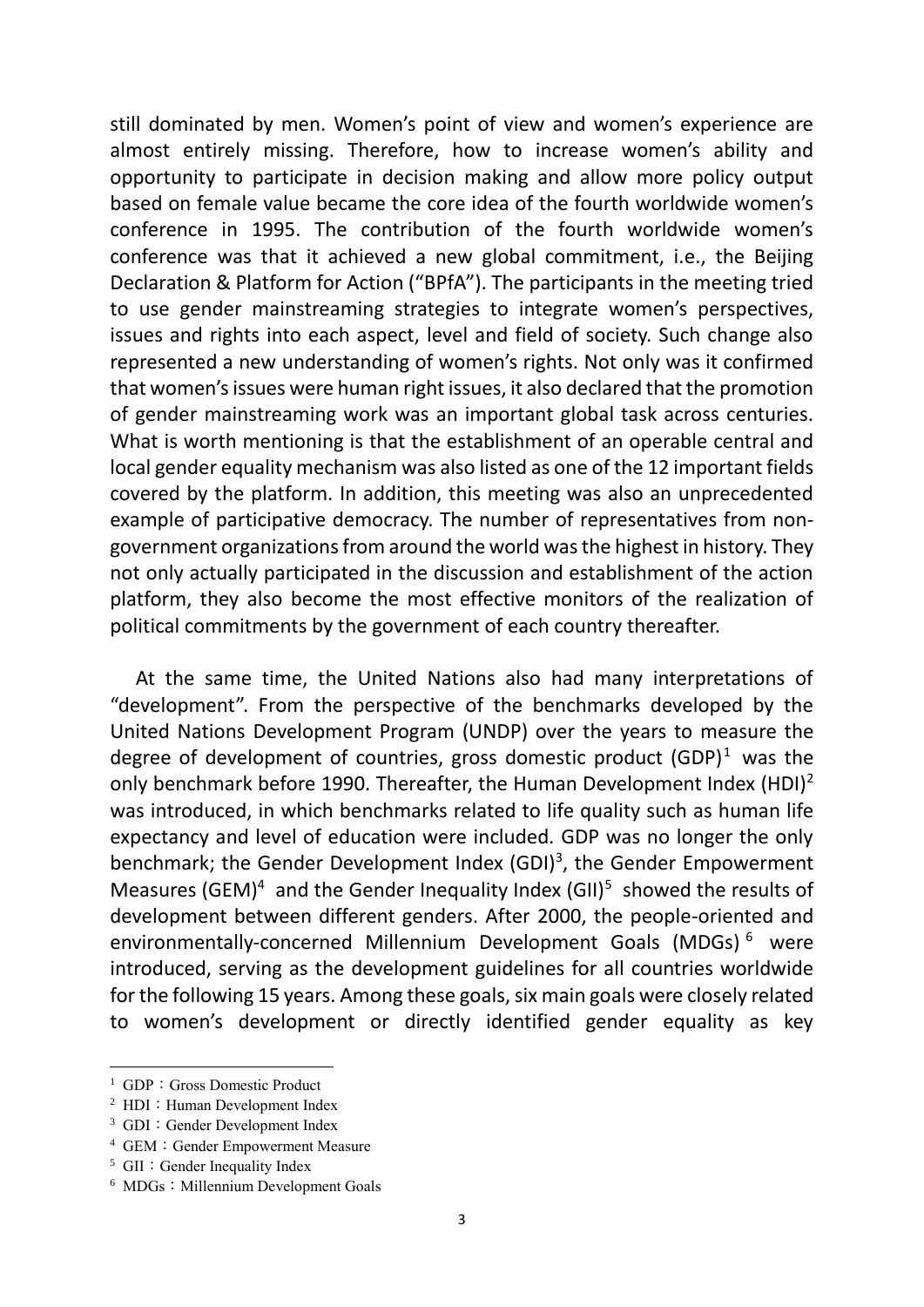still dominated by men. Women's point of view and women's experience are almost entirely missing. Therefore, how to increase women's ability and opportunity to participate in decision making and allow more policy output based on female value became the core idea of the fourth worldwide women's conference in 1995. The contribution of the fourth worldwide women's conference was that it achieved a new global commitment, i.e., the Beijing Declaration & Platform for Action ("BPfA"). The participants in the meeting tried to use gender mainstreaming strategies to integrate women's perspectives, issues and rights into each aspect, level and field of society. Such change also represented a new understanding of women's rights. Not only was it confirmed that women's issues were human right issues, it also declared that the promotion of gender mainstreaming work was an important global task across centuries. What is worth mentioning is that the establishment of an operable central and local gender equality mechanism was also listed as one of the 12 important fields covered by the platform. In addition, this meeting was also an unprecedented example of participative democracy. The number of representatives from non-government organizations from around the world was the highest in history. They not only actually participated in the discussion and establishment of the action platform, they also become the most effective monitors of the realization of political commitments by the government of each country thereafter.

At the same time, the United Nations also had many interpretations of "development". From the perspective of the benchmarks developed by the United Nations Development Program (UNDP) over the years to measure the degree of development of countries, gross domestic product (GDP)[1] was the only benchmark before 1990. Thereafter, the Human Development Index (HDI)[2] was introduced, in which benchmarks related to life quality such as human life expectancy and level of education were included. GDP was no longer the only benchmark; the Gender Development Index (GDI)[3], the Gender Empowerment Measures (GEM)[4] and the Gender Inequality Index (GII)[5] showed the results of development between different genders. After 2000, the people-oriented and environmentally-concerned Millennium Development Goals (MDGs)[6] were introduced, serving as the development guidelines for all countries worldwide for the following 15 years. Among these goals, six main goals were closely related to women's development or directly identified gender equality as key

[1] GDP：Gross Domestic Product

[2] HDI：Human Development Index

[3] GDI：Gender Development Index

[4] GEM：Gender Empowerment Measure

[5] GII：Gender Inequality Index

[6] MDGs：Millennium Development Goals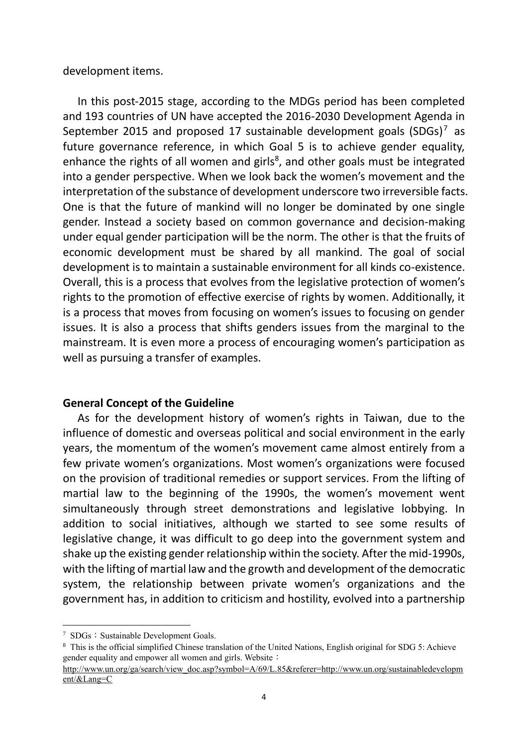development items.

In this post-2015 stage, according to the MDGs period has been completed and 193 countries of UN have accepted the 2016-2030 Development Agenda in September 2015 and proposed 17 sustainable development goals (SDGs)[7] as future governance reference, in which Goal 5 is to achieve gender equality, enhance the rights of all women and girls[8], and other goals must be integrated into a gender perspective. When we look back the women's movement and the interpretation of the substance of development underscore two irreversible facts. One is that the future of mankind will no longer be dominated by one single gender. Instead a society based on common governance and decision-making under equal gender participation will be the norm. The other is that the fruits of economic development must be shared by all mankind. The goal of social development is to maintain a sustainable environment for all kinds co-existence. Overall, this is a process that evolves from the legislative protection of women's rights to the promotion of effective exercise of rights by women. Additionally, it is a process that moves from focusing on women's issues to focusing on gender issues. It is also a process that shifts genders issues from the marginal to the mainstream. It is even more a process of encouraging women's participation as well as pursuing a transfer of examples.

## General Concept of the Guideline

As for the development history of women's rights in Taiwan, due to the influence of domestic and overseas political and social environment in the early years, the momentum of the women's movement came almost entirely from a few private women's organizations. Most women's organizations were focused on the provision of traditional remedies or support services. From the lifting of martial law to the beginning of the 1990s, the women's movement went simultaneously through street demonstrations and legislative lobbying. In addition to social initiatives, although we started to see some results of legislative change, it was difficult to go deep into the government system and shake up the existing gender relationship within the society. After the mid-1990s, with the lifting of martial law and the growth and development of the democratic system, the relationship between private women's organizations and the government has, in addition to criticism and hostility, evolved into a partnership

---

[7] SDGs：Sustainable Development Goals.

[8] This is the official simplified Chinese translation of the United Nations, English original for SDG 5: Achieve gender equality and empower all women and girls. Website：
http://www.un.org/ga/search/view_doc.asp?symbol=A/69/L.85&referer=http://www.un.org/sustainabledevelopment/&Lang=C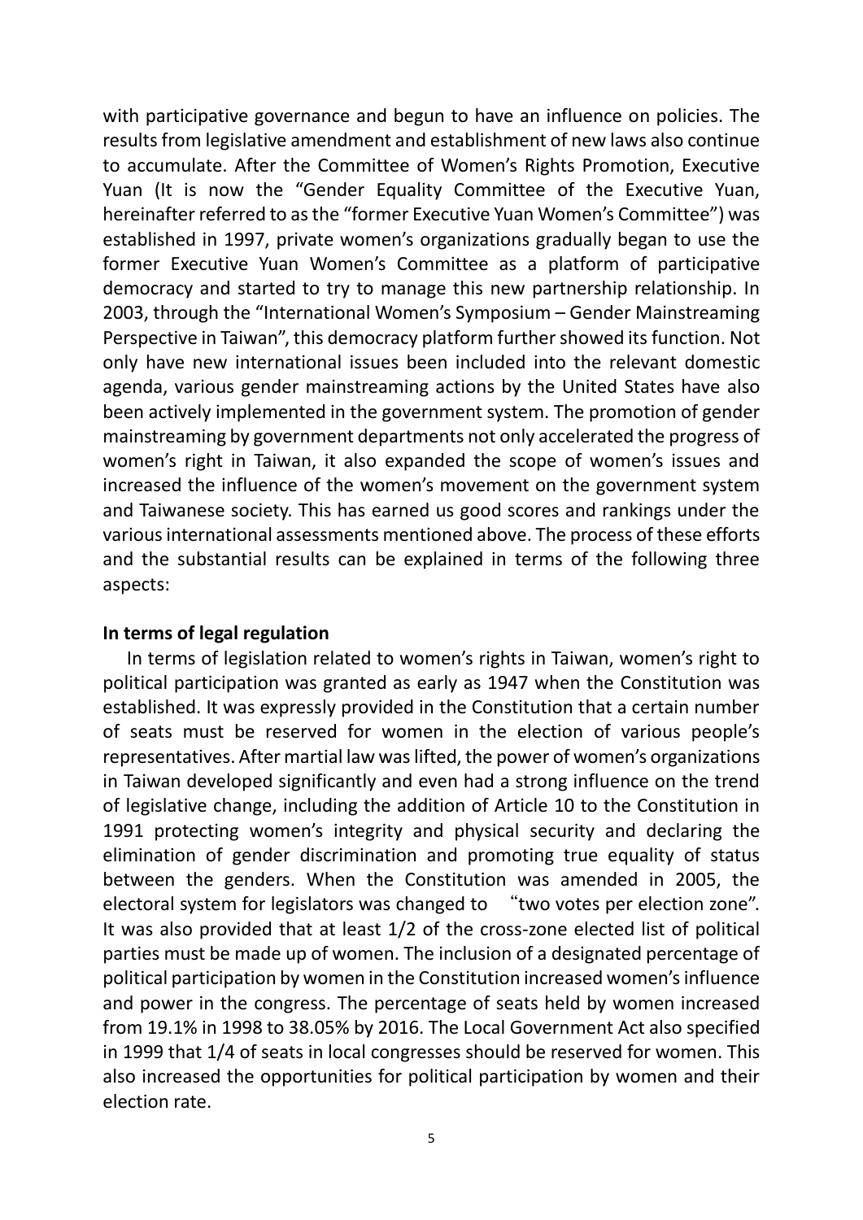with participative governance and begun to have an influence on policies. The results from legislative amendment and establishment of new laws also continue to accumulate. After the Committee of Women's Rights Promotion, Executive Yuan (It is now the "Gender Equality Committee of the Executive Yuan, hereinafter referred to as the "former Executive Yuan Women's Committee") was established in 1997, private women's organizations gradually began to use the former Executive Yuan Women's Committee as a platform of participative democracy and started to try to manage this new partnership relationship. In 2003, through the "International Women's Symposium – Gender Mainstreaming Perspective in Taiwan", this democracy platform further showed its function. Not only have new international issues been included into the relevant domestic agenda, various gender mainstreaming actions by the United States have also been actively implemented in the government system. The promotion of gender mainstreaming by government departments not only accelerated the progress of women's right in Taiwan, it also expanded the scope of women's issues and increased the influence of the women's movement on the government system and Taiwanese society. This has earned us good scores and rankings under the various international assessments mentioned above. The process of these efforts and the substantial results can be explained in terms of the following three aspects:

**In terms of legal regulation**

In terms of legislation related to women's rights in Taiwan, women's right to political participation was granted as early as 1947 when the Constitution was established. It was expressly provided in the Constitution that a certain number of seats must be reserved for women in the election of various people's representatives. After martial law was lifted, the power of women's organizations in Taiwan developed significantly and even had a strong influence on the trend of legislative change, including the addition of Article 10 to the Constitution in 1991 protecting women's integrity and physical security and declaring the elimination of gender discrimination and promoting true equality of status between the genders. When the Constitution was amended in 2005, the electoral system for legislators was changed to "two votes per election zone". It was also provided that at least 1/2 of the cross-zone elected list of political parties must be made up of women. The inclusion of a designated percentage of political participation by women in the Constitution increased women's influence and power in the congress. The percentage of seats held by women increased from 19.1% in 1998 to 38.05% by 2016. The Local Government Act also specified in 1999 that 1/4 of seats in local congresses should be reserved for women. This also increased the opportunities for political participation by women and their election rate.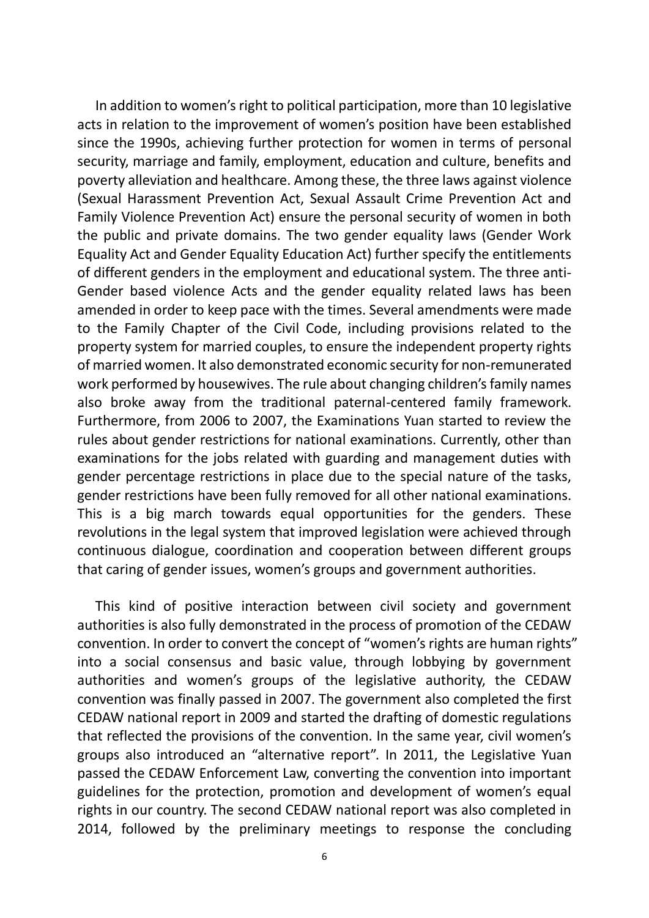In addition to women's right to political participation, more than 10 legislative acts in relation to the improvement of women's position have been established since the 1990s, achieving further protection for women in terms of personal security, marriage and family, employment, education and culture, benefits and poverty alleviation and healthcare. Among these, the three laws against violence (Sexual Harassment Prevention Act, Sexual Assault Crime Prevention Act and Family Violence Prevention Act) ensure the personal security of women in both the public and private domains. The two gender equality laws (Gender Work Equality Act and Gender Equality Education Act) further specify the entitlements of different genders in the employment and educational system. The three anti-Gender based violence Acts and the gender equality related laws has been amended in order to keep pace with the times. Several amendments were made to the Family Chapter of the Civil Code, including provisions related to the property system for married couples, to ensure the independent property rights of married women. It also demonstrated economic security for non-remunerated work performed by housewives. The rule about changing children's family names also broke away from the traditional paternal-centered family framework. Furthermore, from 2006 to 2007, the Examinations Yuan started to review the rules about gender restrictions for national examinations. Currently, other than examinations for the jobs related with guarding and management duties with gender percentage restrictions in place due to the special nature of the tasks, gender restrictions have been fully removed for all other national examinations. This is a big march towards equal opportunities for the genders. These revolutions in the legal system that improved legislation were achieved through continuous dialogue, coordination and cooperation between different groups that caring of gender issues, women's groups and government authorities.

This kind of positive interaction between civil society and government authorities is also fully demonstrated in the process of promotion of the CEDAW convention. In order to convert the concept of "women's rights are human rights" into a social consensus and basic value, through lobbying by government authorities and women's groups of the legislative authority, the CEDAW convention was finally passed in 2007. The government also completed the first CEDAW national report in 2009 and started the drafting of domestic regulations that reflected the provisions of the convention. In the same year, civil women's groups also introduced an "alternative report". In 2011, the Legislative Yuan passed the CEDAW Enforcement Law, converting the convention into important guidelines for the protection, promotion and development of women's equal rights in our country. The second CEDAW national report was also completed in 2014, followed by the preliminary meetings to response the concluding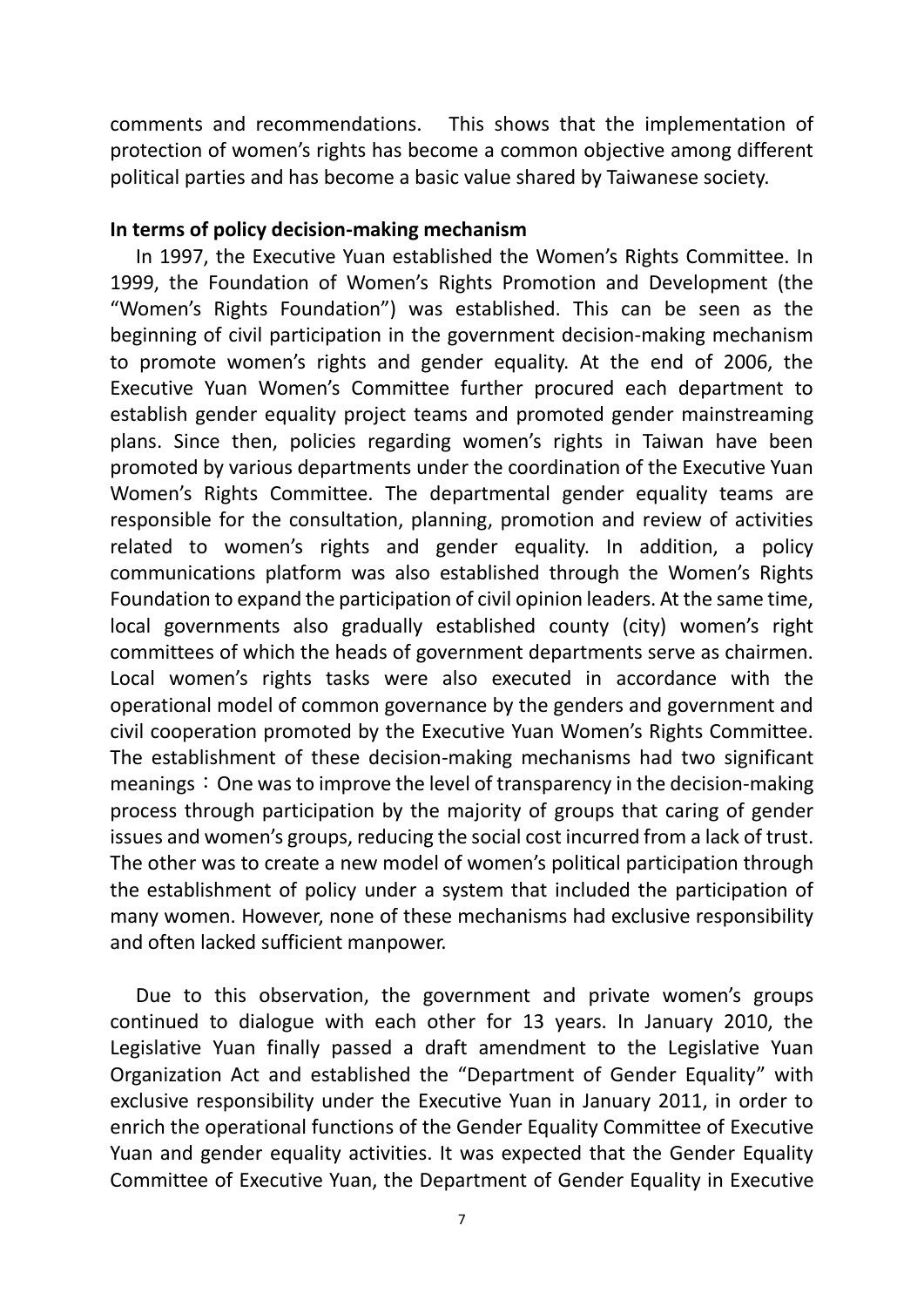comments and recommendations. This shows that the implementation of protection of women's rights has become a common objective among different political parties and has become a basic value shared by Taiwanese society.

**In terms of policy decision-making mechanism**

In 1997, the Executive Yuan established the Women's Rights Committee. In 1999, the Foundation of Women's Rights Promotion and Development (the "Women's Rights Foundation") was established. This can be seen as the beginning of civil participation in the government decision-making mechanism to promote women's rights and gender equality. At the end of 2006, the Executive Yuan Women's Committee further procured each department to establish gender equality project teams and promoted gender mainstreaming plans. Since then, policies regarding women's rights in Taiwan have been promoted by various departments under the coordination of the Executive Yuan Women's Rights Committee. The departmental gender equality teams are responsible for the consultation, planning, promotion and review of activities related to women's rights and gender equality. In addition, a policy communications platform was also established through the Women's Rights Foundation to expand the participation of civil opinion leaders. At the same time, local governments also gradually established county (city) women's right committees of which the heads of government departments serve as chairmen. Local women's rights tasks were also executed in accordance with the operational model of common governance by the genders and government and civil cooperation promoted by the Executive Yuan Women's Rights Committee. The establishment of these decision-making mechanisms had two significant meanings：One was to improve the level of transparency in the decision-making process through participation by the majority of groups that caring of gender issues and women's groups, reducing the social cost incurred from a lack of trust. The other was to create a new model of women's political participation through the establishment of policy under a system that included the participation of many women. However, none of these mechanisms had exclusive responsibility and often lacked sufficient manpower.

Due to this observation, the government and private women's groups continued to dialogue with each other for 13 years. In January 2010, the Legislative Yuan finally passed a draft amendment to the Legislative Yuan Organization Act and established the "Department of Gender Equality" with exclusive responsibility under the Executive Yuan in January 2011, in order to enrich the operational functions of the Gender Equality Committee of Executive Yuan and gender equality activities. It was expected that the Gender Equality Committee of Executive Yuan, the Department of Gender Equality in Executive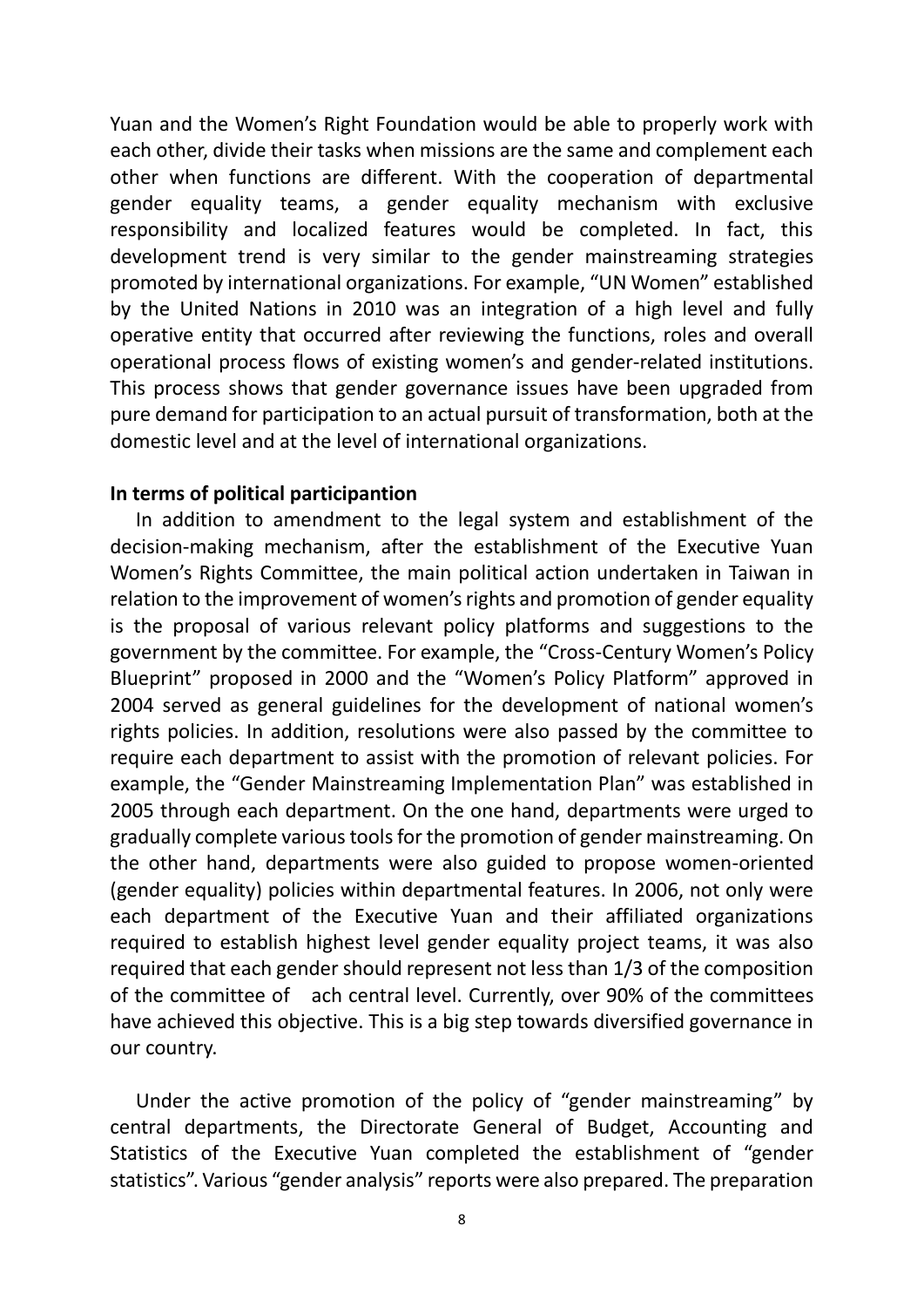Yuan and the Women's Right Foundation would be able to properly work with each other, divide their tasks when missions are the same and complement each other when functions are different. With the cooperation of departmental gender equality teams, a gender equality mechanism with exclusive responsibility and localized features would be completed. In fact, this development trend is very similar to the gender mainstreaming strategies promoted by international organizations. For example, "UN Women" established by the United Nations in 2010 was an integration of a high level and fully operative entity that occurred after reviewing the functions, roles and overall operational process flows of existing women's and gender-related institutions. This process shows that gender governance issues have been upgraded from pure demand for participation to an actual pursuit of transformation, both at the domestic level and at the level of international organizations.

**In terms of political participantion**

In addition to amendment to the legal system and establishment of the decision-making mechanism, after the establishment of the Executive Yuan Women's Rights Committee, the main political action undertaken in Taiwan in relation to the improvement of women's rights and promotion of gender equality is the proposal of various relevant policy platforms and suggestions to the government by the committee. For example, the "Cross-Century Women's Policy Blueprint" proposed in 2000 and the "Women's Policy Platform" approved in 2004 served as general guidelines for the development of national women's rights policies. In addition, resolutions were also passed by the committee to require each department to assist with the promotion of relevant policies. For example, the "Gender Mainstreaming Implementation Plan" was established in 2005 through each department. On the one hand, departments were urged to gradually complete various tools for the promotion of gender mainstreaming. On the other hand, departments were also guided to propose women-oriented (gender equality) policies within departmental features. In 2006, not only were each department of the Executive Yuan and their affiliated organizations required to establish highest level gender equality project teams, it was also required that each gender should represent not less than 1/3 of the composition of the committee of ach central level. Currently, over 90% of the committees have achieved this objective. This is a big step towards diversified governance in our country.

Under the active promotion of the policy of "gender mainstreaming" by central departments, the Directorate General of Budget, Accounting and Statistics of the Executive Yuan completed the establishment of "gender statistics". Various "gender analysis" reports were also prepared. The preparation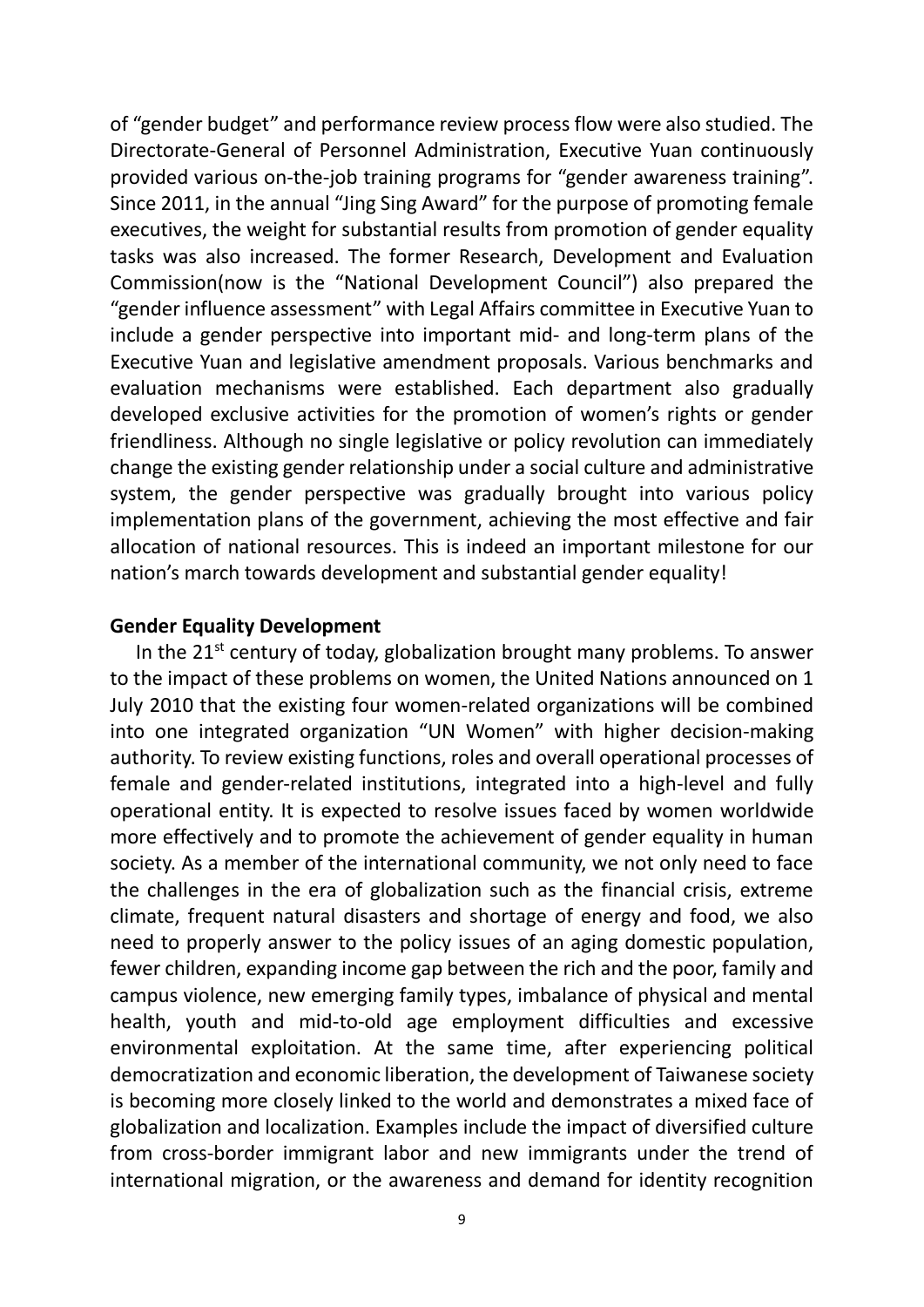of “gender budget” and performance review process flow were also studied. The Directorate-General of Personnel Administration, Executive Yuan continuously provided various on-the-job training programs for “gender awareness training”. Since 2011, in the annual “Jing Sing Award” for the purpose of promoting female executives, the weight for substantial results from promotion of gender equality tasks was also increased. The former Research, Development and Evaluation Commission(now is the “National Development Council”) also prepared the “gender influence assessment” with Legal Affairs committee in Executive Yuan to include a gender perspective into important mid- and long-term plans of the Executive Yuan and legislative amendment proposals. Various benchmarks and evaluation mechanisms were established. Each department also gradually developed exclusive activities for the promotion of women’s rights or gender friendliness. Although no single legislative or policy revolution can immediately change the existing gender relationship under a social culture and administrative system, the gender perspective was gradually brought into various policy implementation plans of the government, achieving the most effective and fair allocation of national resources. This is indeed an important milestone for our nation’s march towards development and substantial gender equality!

**Gender Equality Development**

In the 21st century of today, globalization brought many problems. To answer to the impact of these problems on women, the United Nations announced on 1 July 2010 that the existing four women-related organizations will be combined into one integrated organization “UN Women” with higher decision-making authority. To review existing functions, roles and overall operational processes of female and gender-related institutions, integrated into a high-level and fully operational entity. It is expected to resolve issues faced by women worldwide more effectively and to promote the achievement of gender equality in human society. As a member of the international community, we not only need to face the challenges in the era of globalization such as the financial crisis, extreme climate, frequent natural disasters and shortage of energy and food, we also need to properly answer to the policy issues of an aging domestic population, fewer children, expanding income gap between the rich and the poor, family and campus violence, new emerging family types, imbalance of physical and mental health, youth and mid-to-old age employment difficulties and excessive environmental exploitation. At the same time, after experiencing political democratization and economic liberation, the development of Taiwanese society is becoming more closely linked to the world and demonstrates a mixed face of globalization and localization. Examples include the impact of diversified culture from cross-border immigrant labor and new immigrants under the trend of international migration, or the awareness and demand for identity recognition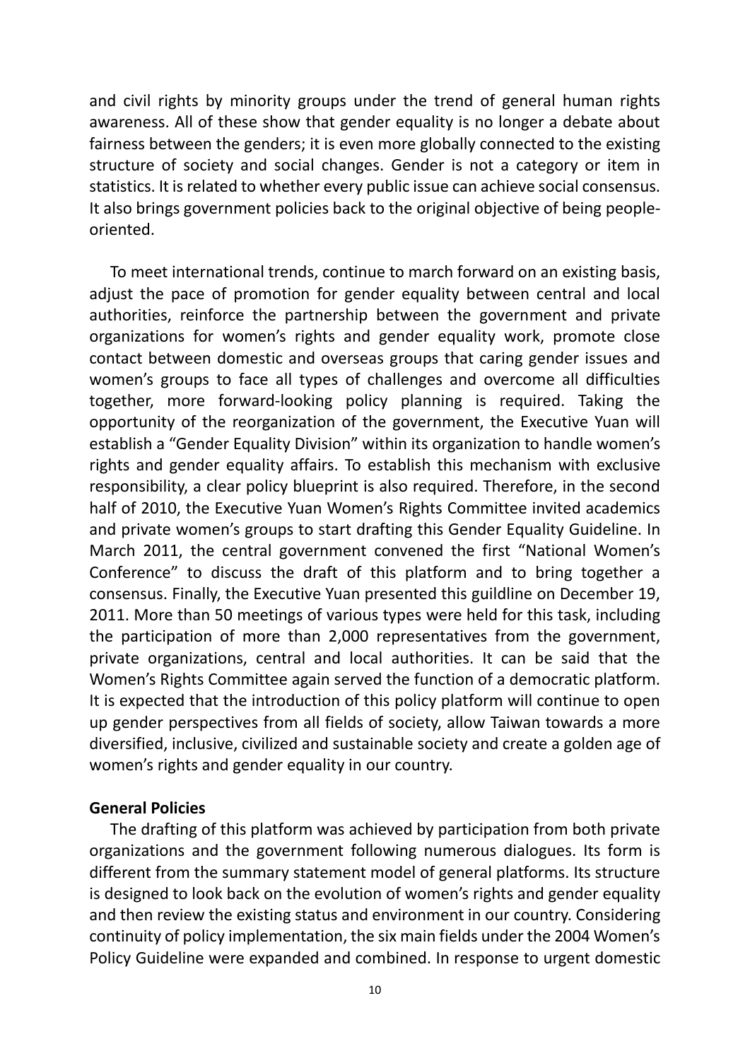and civil rights by minority groups under the trend of general human rights awareness. All of these show that gender equality is no longer a debate about fairness between the genders; it is even more globally connected to the existing structure of society and social changes. Gender is not a category or item in statistics. It is related to whether every public issue can achieve social consensus. It also brings government policies back to the original objective of being people-oriented.

To meet international trends, continue to march forward on an existing basis, adjust the pace of promotion for gender equality between central and local authorities, reinforce the partnership between the government and private organizations for women's rights and gender equality work, promote close contact between domestic and overseas groups that caring gender issues and women's groups to face all types of challenges and overcome all difficulties together, more forward-looking policy planning is required. Taking the opportunity of the reorganization of the government, the Executive Yuan will establish a "Gender Equality Division" within its organization to handle women's rights and gender equality affairs. To establish this mechanism with exclusive responsibility, a clear policy blueprint is also required. Therefore, in the second half of 2010, the Executive Yuan Women's Rights Committee invited academics and private women's groups to start drafting this Gender Equality Guideline. In March 2011, the central government convened the first "National Women's Conference" to discuss the draft of this platform and to bring together a consensus. Finally, the Executive Yuan presented this guildline on December 19, 2011. More than 50 meetings of various types were held for this task, including the participation of more than 2,000 representatives from the government, private organizations, central and local authorities. It can be said that the Women's Rights Committee again served the function of a democratic platform. It is expected that the introduction of this policy platform will continue to open up gender perspectives from all fields of society, allow Taiwan towards a more diversified, inclusive, civilized and sustainable society and create a golden age of women's rights and gender equality in our country.

**General Policies**

The drafting of this platform was achieved by participation from both private organizations and the government following numerous dialogues. Its form is different from the summary statement model of general platforms. Its structure is designed to look back on the evolution of women's rights and gender equality and then review the existing status and environment in our country. Considering continuity of policy implementation, the six main fields under the 2004 Women's Policy Guideline were expanded and combined. In response to urgent domestic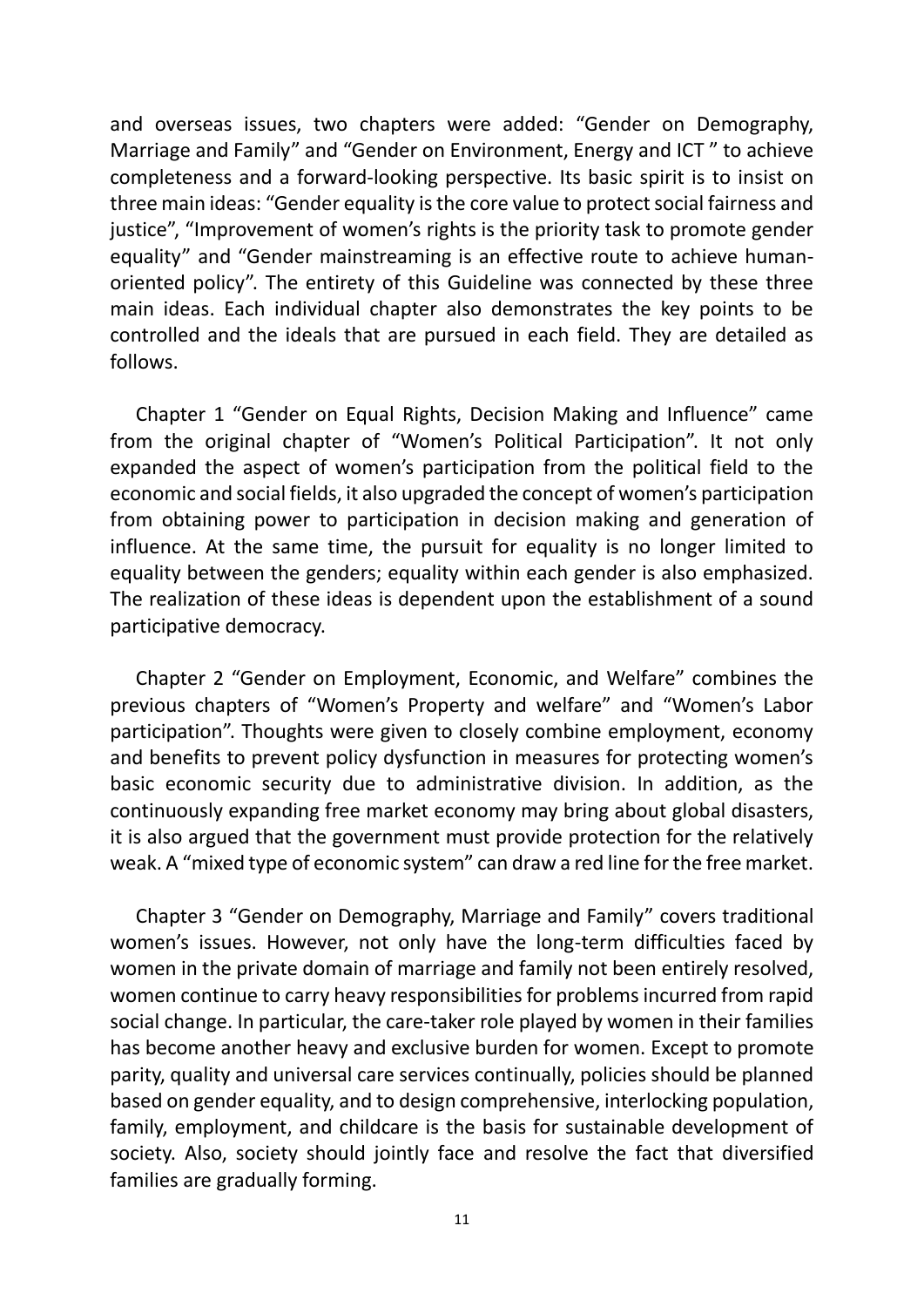and overseas issues, two chapters were added: "Gender on Demography, Marriage and Family" and "Gender on Environment, Energy and ICT " to achieve completeness and a forward-looking perspective. Its basic spirit is to insist on three main ideas: "Gender equality is the core value to protect social fairness and justice", "Improvement of women's rights is the priority task to promote gender equality" and "Gender mainstreaming is an effective route to achieve human-oriented policy". The entirety of this Guideline was connected by these three main ideas. Each individual chapter also demonstrates the key points to be controlled and the ideals that are pursued in each field. They are detailed as follows.

Chapter 1 "Gender on Equal Rights, Decision Making and Influence" came from the original chapter of "Women's Political Participation". It not only expanded the aspect of women's participation from the political field to the economic and social fields, it also upgraded the concept of women's participation from obtaining power to participation in decision making and generation of influence. At the same time, the pursuit for equality is no longer limited to equality between the genders; equality within each gender is also emphasized. The realization of these ideas is dependent upon the establishment of a sound participative democracy.

Chapter 2 "Gender on Employment, Economic, and Welfare" combines the previous chapters of "Women's Property and welfare" and "Women's Labor participation". Thoughts were given to closely combine employment, economy and benefits to prevent policy dysfunction in measures for protecting women's basic economic security due to administrative division. In addition, as the continuously expanding free market economy may bring about global disasters, it is also argued that the government must provide protection for the relatively weak. A "mixed type of economic system" can draw a red line for the free market.

Chapter 3 "Gender on Demography, Marriage and Family" covers traditional women's issues. However, not only have the long-term difficulties faced by women in the private domain of marriage and family not been entirely resolved, women continue to carry heavy responsibilities for problems incurred from rapid social change. In particular, the care-taker role played by women in their families has become another heavy and exclusive burden for women. Except to promote parity, quality and universal care services continually, policies should be planned based on gender equality, and to design comprehensive, interlocking population, family, employment, and childcare is the basis for sustainable development of society. Also, society should jointly face and resolve the fact that diversified families are gradually forming.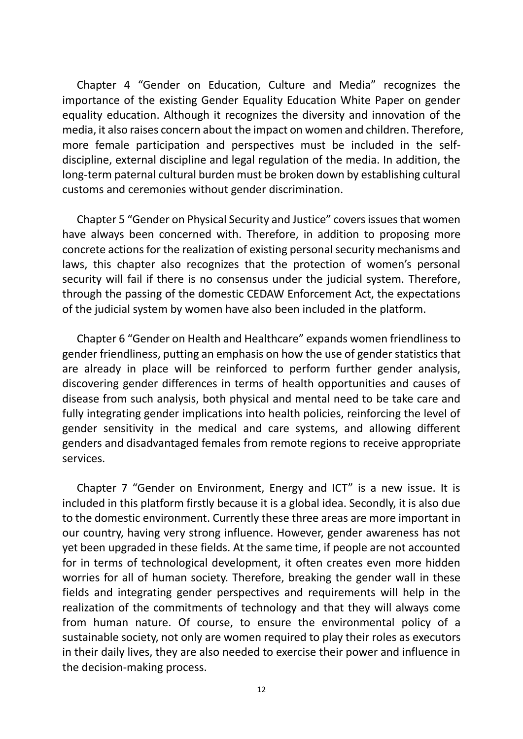Chapter 4 “Gender on Education, Culture and Media” recognizes the importance of the existing Gender Equality Education White Paper on gender equality education. Although it recognizes the diversity and innovation of the media, it also raises concern about the impact on women and children. Therefore, more female participation and perspectives must be included in the self-discipline, external discipline and legal regulation of the media. In addition, the long-term paternal cultural burden must be broken down by establishing cultural customs and ceremonies without gender discrimination.

Chapter 5 “Gender on Physical Security and Justice” covers issues that women have always been concerned with. Therefore, in addition to proposing more concrete actions for the realization of existing personal security mechanisms and laws, this chapter also recognizes that the protection of women’s personal security will fail if there is no consensus under the judicial system. Therefore, through the passing of the domestic CEDAW Enforcement Act, the expectations of the judicial system by women have also been included in the platform.

Chapter 6 “Gender on Health and Healthcare” expands women friendliness to gender friendliness, putting an emphasis on how the use of gender statistics that are already in place will be reinforced to perform further gender analysis, discovering gender differences in terms of health opportunities and causes of disease from such analysis, both physical and mental need to be take care and fully integrating gender implications into health policies, reinforcing the level of gender sensitivity in the medical and care systems, and allowing different genders and disadvantaged females from remote regions to receive appropriate services.

Chapter 7 “Gender on Environment, Energy and ICT” is a new issue. It is included in this platform firstly because it is a global idea. Secondly, it is also due to the domestic environment. Currently these three areas are more important in our country, having very strong influence. However, gender awareness has not yet been upgraded in these fields. At the same time, if people are not accounted for in terms of technological development, it often creates even more hidden worries for all of human society. Therefore, breaking the gender wall in these fields and integrating gender perspectives and requirements will help in the realization of the commitments of technology and that they will always come from human nature. Of course, to ensure the environmental policy of a sustainable society, not only are women required to play their roles as executors in their daily lives, they are also needed to exercise their power and influence in the decision-making process.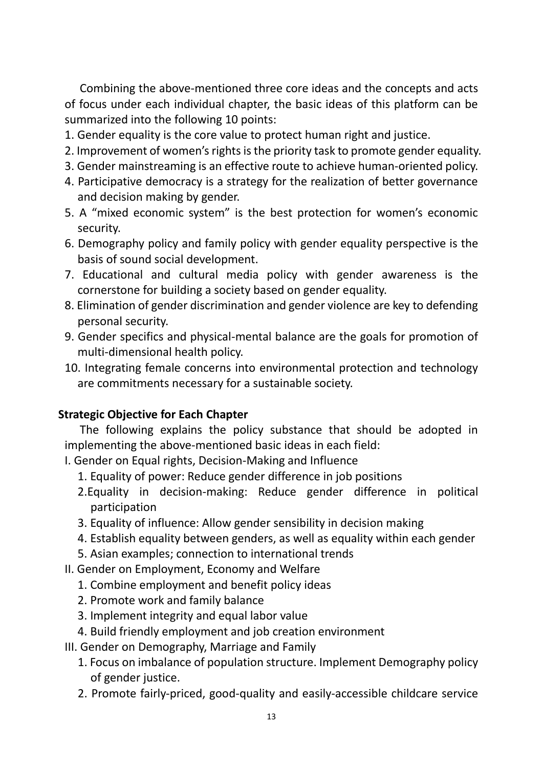Combining the above-mentioned three core ideas and the concepts and acts of focus under each individual chapter, the basic ideas of this platform can be summarized into the following 10 points:

1. Gender equality is the core value to protect human right and justice.
2. Improvement of women's rights is the priority task to promote gender equality.
3. Gender mainstreaming is an effective route to achieve human-oriented policy.
4. Participative democracy is a strategy for the realization of better governance and decision making by gender.
5. A "mixed economic system" is the best protection for women's economic security.
6. Demography policy and family policy with gender equality perspective is the basis of sound social development.
7. Educational and cultural media policy with gender awareness is the cornerstone for building a society based on gender equality.
8. Elimination of gender discrimination and gender violence are key to defending personal security.
9. Gender specifics and physical-mental balance are the goals for promotion of multi-dimensional health policy.
10. Integrating female concerns into environmental protection and technology are commitments necessary for a sustainable society.

**Strategic Objective for Each Chapter**

The following explains the policy substance that should be adopted in implementing the above-mentioned basic ideas in each field:

I. Gender on Equal rights, Decision-Making and Influence
   1. Equality of power: Reduce gender difference in job positions
   2. Equality in decision-making: Reduce gender difference in political participation
   3. Equality of influence: Allow gender sensibility in decision making
   4. Establish equality between genders, as well as equality within each gender
   5. Asian examples; connection to international trends

II. Gender on Employment, Economy and Welfare
   1. Combine employment and benefit policy ideas
   2. Promote work and family balance
   3. Implement integrity and equal labor value
   4. Build friendly employment and job creation environment

III. Gender on Demography, Marriage and Family
   1. Focus on imbalance of population structure. Implement Demography policy of gender justice.
   2. Promote fairly-priced, good-quality and easily-accessible childcare service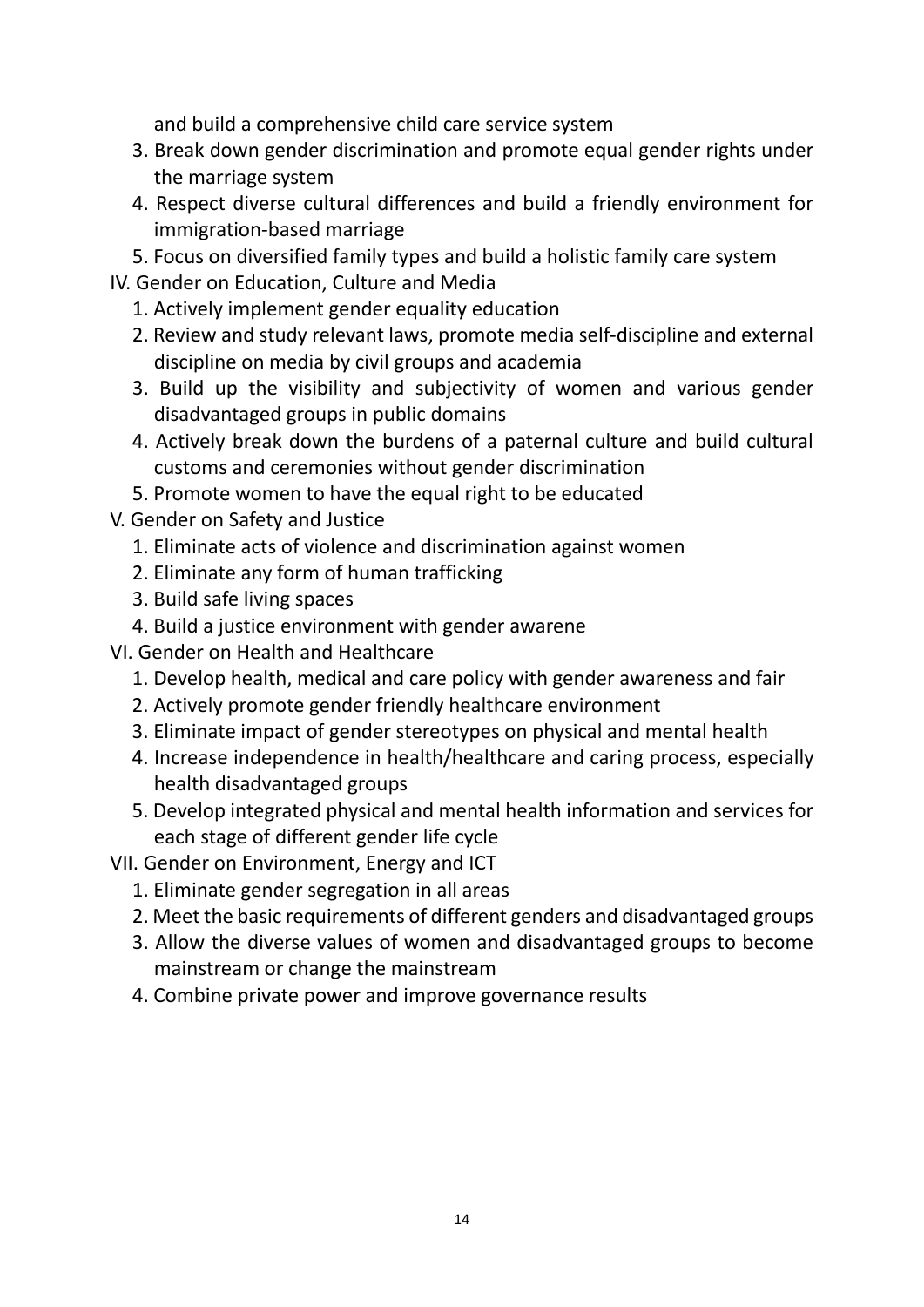and build a comprehensive child care service system

3. Break down gender discrimination and promote equal gender rights under the marriage system
4. Respect diverse cultural differences and build a friendly environment for immigration-based marriage
5. Focus on diversified family types and build a holistic family care system

IV. Gender on Education, Culture and Media

1. Actively implement gender equality education
2. Review and study relevant laws, promote media self-discipline and external discipline on media by civil groups and academia
3. Build up the visibility and subjectivity of women and various gender disadvantaged groups in public domains
4. Actively break down the burdens of a paternal culture and build cultural customs and ceremonies without gender discrimination
5. Promote women to have the equal right to be educated

V. Gender on Safety and Justice

1. Eliminate acts of violence and discrimination against women
2. Eliminate any form of human trafficking
3. Build safe living spaces
4. Build a justice environment with gender awarene

VI. Gender on Health and Healthcare

1. Develop health, medical and care policy with gender awareness and fair
2. Actively promote gender friendly healthcare environment
3. Eliminate impact of gender stereotypes on physical and mental health
4. Increase independence in health/healthcare and caring process, especially health disadvantaged groups
5. Develop integrated physical and mental health information and services for each stage of different gender life cycle

VII. Gender on Environment, Energy and ICT

1. Eliminate gender segregation in all areas
2. Meet the basic requirements of different genders and disadvantaged groups
3. Allow the diverse values of women and disadvantaged groups to become mainstream or change the mainstream
4. Combine private power and improve governance results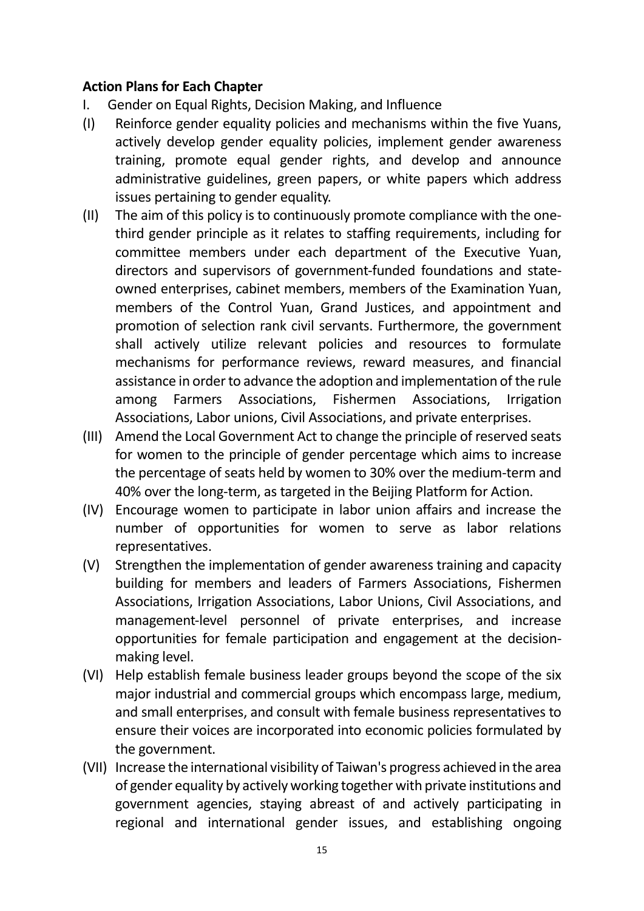**Action Plans for Each Chapter**

I. Gender on Equal Rights, Decision Making, and Influence

(I) Reinforce gender equality policies and mechanisms within the five Yuans, actively develop gender equality policies, implement gender awareness training, promote equal gender rights, and develop and announce administrative guidelines, green papers, or white papers which address issues pertaining to gender equality.

(II) The aim of this policy is to continuously promote compliance with the one-third gender principle as it relates to staffing requirements, including for committee members under each department of the Executive Yuan, directors and supervisors of government-funded foundations and state-owned enterprises, cabinet members, members of the Examination Yuan, members of the Control Yuan, Grand Justices, and appointment and promotion of selection rank civil servants. Furthermore, the government shall actively utilize relevant policies and resources to formulate mechanisms for performance reviews, reward measures, and financial assistance in order to advance the adoption and implementation of the rule among Farmers Associations, Fishermen Associations, Irrigation Associations, Labor unions, Civil Associations, and private enterprises.

(III) Amend the Local Government Act to change the principle of reserved seats for women to the principle of gender percentage which aims to increase the percentage of seats held by women to 30% over the medium-term and 40% over the long-term, as targeted in the Beijing Platform for Action.

(IV) Encourage women to participate in labor union affairs and increase the number of opportunities for women to serve as labor relations representatives.

(V) Strengthen the implementation of gender awareness training and capacity building for members and leaders of Farmers Associations, Fishermen Associations, Irrigation Associations, Labor Unions, Civil Associations, and management-level personnel of private enterprises, and increase opportunities for female participation and engagement at the decision-making level.

(VI) Help establish female business leader groups beyond the scope of the six major industrial and commercial groups which encompass large, medium, and small enterprises, and consult with female business representatives to ensure their voices are incorporated into economic policies formulated by the government.

(VII) Increase the international visibility of Taiwan's progress achieved in the area of gender equality by actively working together with private institutions and government agencies, staying abreast of and actively participating in regional and international gender issues, and establishing ongoing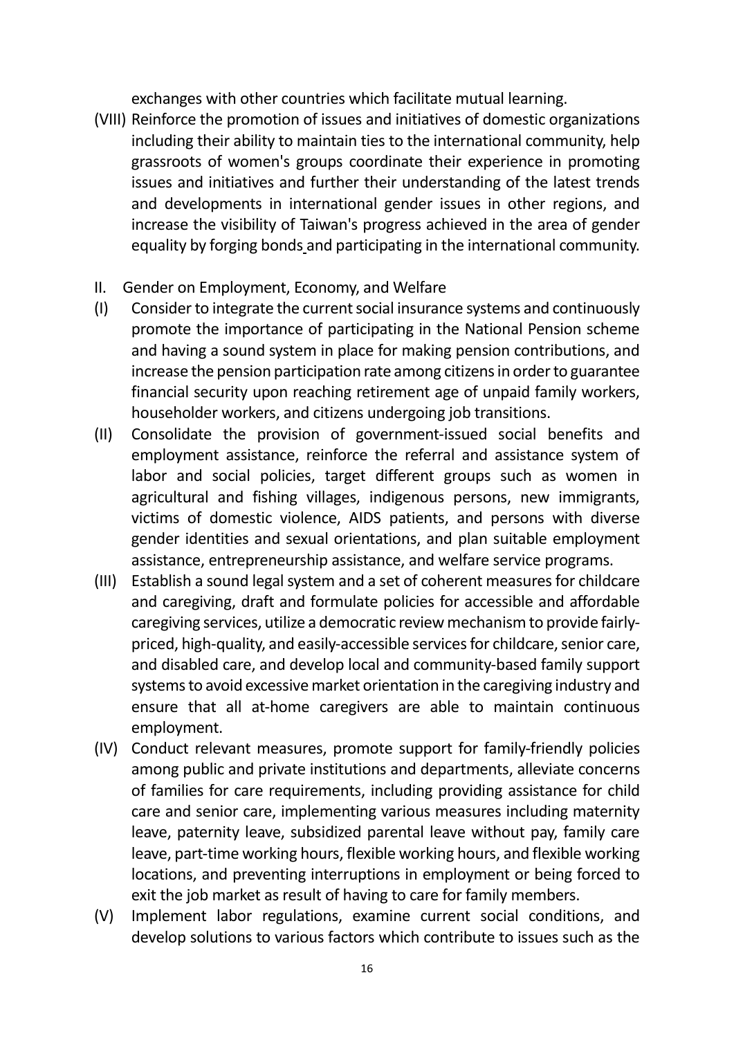exchanges with other countries which facilitate mutual learning.

(VIII) Reinforce the promotion of issues and initiatives of domestic organizations including their ability to maintain ties to the international community, help grassroots of women's groups coordinate their experience in promoting issues and initiatives and further their understanding of the latest trends and developments in international gender issues in other regions, and increase the visibility of Taiwan's progress achieved in the area of gender equality by forging bonds and participating in the international community.

II. Gender on Employment, Economy, and Welfare

(I) Consider to integrate the current social insurance systems and continuously promote the importance of participating in the National Pension scheme and having a sound system in place for making pension contributions, and increase the pension participation rate among citizens in order to guarantee financial security upon reaching retirement age of unpaid family workers, householder workers, and citizens undergoing job transitions.

(II) Consolidate the provision of government-issued social benefits and employment assistance, reinforce the referral and assistance system of labor and social policies, target different groups such as women in agricultural and fishing villages, indigenous persons, new immigrants, victims of domestic violence, AIDS patients, and persons with diverse gender identities and sexual orientations, and plan suitable employment assistance, entrepreneurship assistance, and welfare service programs.

(III) Establish a sound legal system and a set of coherent measures for childcare and caregiving, draft and formulate policies for accessible and affordable caregiving services, utilize a democratic review mechanism to provide fairly-priced, high-quality, and easily-accessible services for childcare, senior care, and disabled care, and develop local and community-based family support systems to avoid excessive market orientation in the caregiving industry and ensure that all at-home caregivers are able to maintain continuous employment.

(IV) Conduct relevant measures, promote support for family-friendly policies among public and private institutions and departments, alleviate concerns of families for care requirements, including providing assistance for child care and senior care, implementing various measures including maternity leave, paternity leave, subsidized parental leave without pay, family care leave, part-time working hours, flexible working hours, and flexible working locations, and preventing interruptions in employment or being forced to exit the job market as result of having to care for family members.

(V) Implement labor regulations, examine current social conditions, and develop solutions to various factors which contribute to issues such as the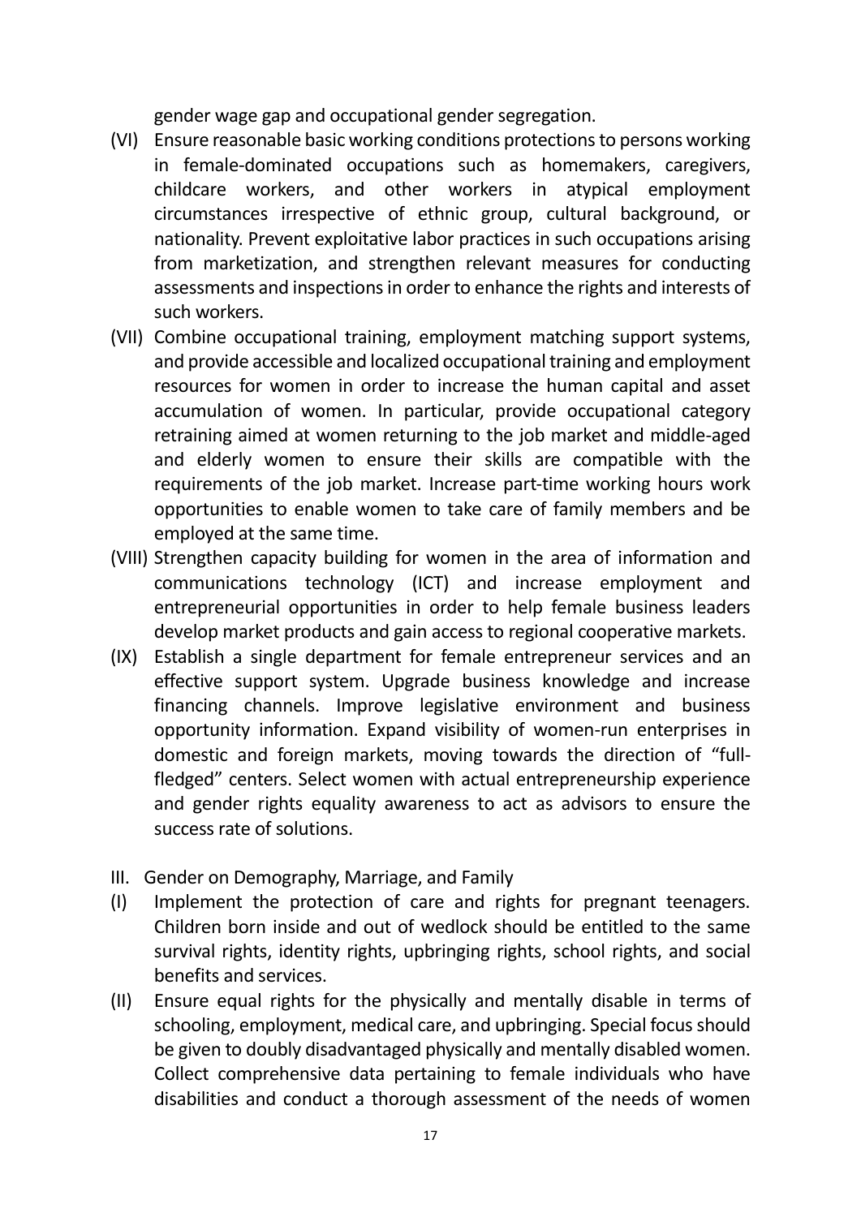gender wage gap and occupational gender segregation.

(VI) Ensure reasonable basic working conditions protections to persons working in female-dominated occupations such as homemakers, caregivers, childcare workers, and other workers in atypical employment circumstances irrespective of ethnic group, cultural background, or nationality. Prevent exploitative labor practices in such occupations arising from marketization, and strengthen relevant measures for conducting assessments and inspections in order to enhance the rights and interests of such workers.

(VII) Combine occupational training, employment matching support systems, and provide accessible and localized occupational training and employment resources for women in order to increase the human capital and asset accumulation of women. In particular, provide occupational category retraining aimed at women returning to the job market and middle-aged and elderly women to ensure their skills are compatible with the requirements of the job market. Increase part-time working hours work opportunities to enable women to take care of family members and be employed at the same time.

(VIII) Strengthen capacity building for women in the area of information and communications technology (ICT) and increase employment and entrepreneurial opportunities in order to help female business leaders develop market products and gain access to regional cooperative markets.

(IX) Establish a single department for female entrepreneur services and an effective support system. Upgrade business knowledge and increase financing channels. Improve legislative environment and business opportunity information. Expand visibility of women-run enterprises in domestic and foreign markets, moving towards the direction of "full-fledged" centers. Select women with actual entrepreneurship experience and gender rights equality awareness to act as advisors to ensure the success rate of solutions.

III. Gender on Demography, Marriage, and Family

(I) Implement the protection of care and rights for pregnant teenagers. Children born inside and out of wedlock should be entitled to the same survival rights, identity rights, upbringing rights, school rights, and social benefits and services.

(II) Ensure equal rights for the physically and mentally disable in terms of schooling, employment, medical care, and upbringing. Special focus should be given to doubly disadvantaged physically and mentally disabled women. Collect comprehensive data pertaining to female individuals who have disabilities and conduct a thorough assessment of the needs of women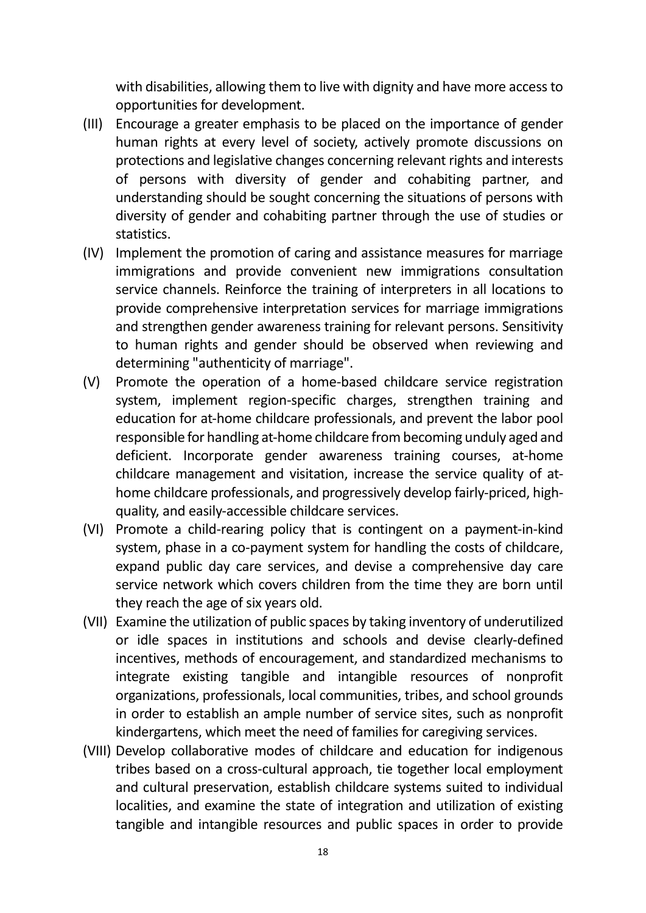with disabilities, allowing them to live with dignity and have more access to opportunities for development.

(III) Encourage a greater emphasis to be placed on the importance of gender human rights at every level of society, actively promote discussions on protections and legislative changes concerning relevant rights and interests of persons with diversity of gender and cohabiting partner, and understanding should be sought concerning the situations of persons with diversity of gender and cohabiting partner through the use of studies or statistics.

(IV) Implement the promotion of caring and assistance measures for marriage immigrations and provide convenient new immigrations consultation service channels. Reinforce the training of interpreters in all locations to provide comprehensive interpretation services for marriage immigrations and strengthen gender awareness training for relevant persons. Sensitivity to human rights and gender should be observed when reviewing and determining "authenticity of marriage".

(V) Promote the operation of a home-based childcare service registration system, implement region-specific charges, strengthen training and education for at-home childcare professionals, and prevent the labor pool responsible for handling at-home childcare from becoming unduly aged and deficient. Incorporate gender awareness training courses, at-home childcare management and visitation, increase the service quality of at-home childcare professionals, and progressively develop fairly-priced, high-quality, and easily-accessible childcare services.

(VI) Promote a child-rearing policy that is contingent on a payment-in-kind system, phase in a co-payment system for handling the costs of childcare, expand public day care services, and devise a comprehensive day care service network which covers children from the time they are born until they reach the age of six years old.

(VII) Examine the utilization of public spaces by taking inventory of underutilized or idle spaces in institutions and schools and devise clearly-defined incentives, methods of encouragement, and standardized mechanisms to integrate existing tangible and intangible resources of nonprofit organizations, professionals, local communities, tribes, and school grounds in order to establish an ample number of service sites, such as nonprofit kindergartens, which meet the need of families for caregiving services.

(VIII) Develop collaborative modes of childcare and education for indigenous tribes based on a cross-cultural approach, tie together local employment and cultural preservation, establish childcare systems suited to individual localities, and examine the state of integration and utilization of existing tangible and intangible resources and public spaces in order to provide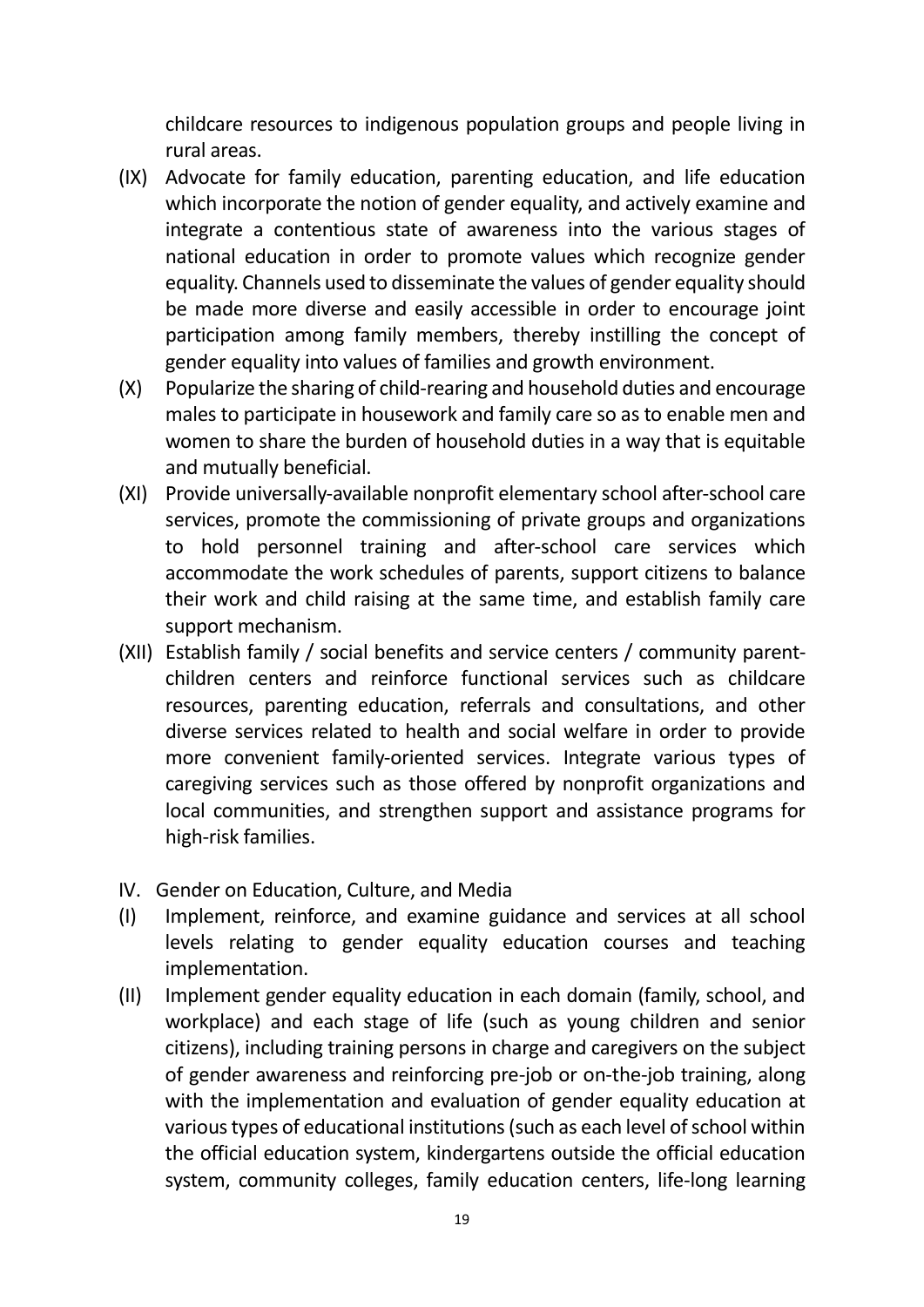childcare resources to indigenous population groups and people living in rural areas.

(IX) Advocate for family education, parenting education, and life education which incorporate the notion of gender equality, and actively examine and integrate a contentious state of awareness into the various stages of national education in order to promote values which recognize gender equality. Channels used to disseminate the values of gender equality should be made more diverse and easily accessible in order to encourage joint participation among family members, thereby instilling the concept of gender equality into values of families and growth environment.

(X) Popularize the sharing of child-rearing and household duties and encourage males to participate in housework and family care so as to enable men and women to share the burden of household duties in a way that is equitable and mutually beneficial.

(XI) Provide universally-available nonprofit elementary school after-school care services, promote the commissioning of private groups and organizations to hold personnel training and after-school care services which accommodate the work schedules of parents, support citizens to balance their work and child raising at the same time, and establish family care support mechanism.

(XII) Establish family / social benefits and service centers / community parent-children centers and reinforce functional services such as childcare resources, parenting education, referrals and consultations, and other diverse services related to health and social welfare in order to provide more convenient family-oriented services. Integrate various types of caregiving services such as those offered by nonprofit organizations and local communities, and strengthen support and assistance programs for high-risk families.

IV. Gender on Education, Culture, and Media

(I) Implement, reinforce, and examine guidance and services at all school levels relating to gender equality education courses and teaching implementation.

(II) Implement gender equality education in each domain (family, school, and workplace) and each stage of life (such as young children and senior citizens), including training persons in charge and caregivers on the subject of gender awareness and reinforcing pre-job or on-the-job training, along with the implementation and evaluation of gender equality education at various types of educational institutions (such as each level of school within the official education system, kindergartens outside the official education system, community colleges, family education centers, life-long learning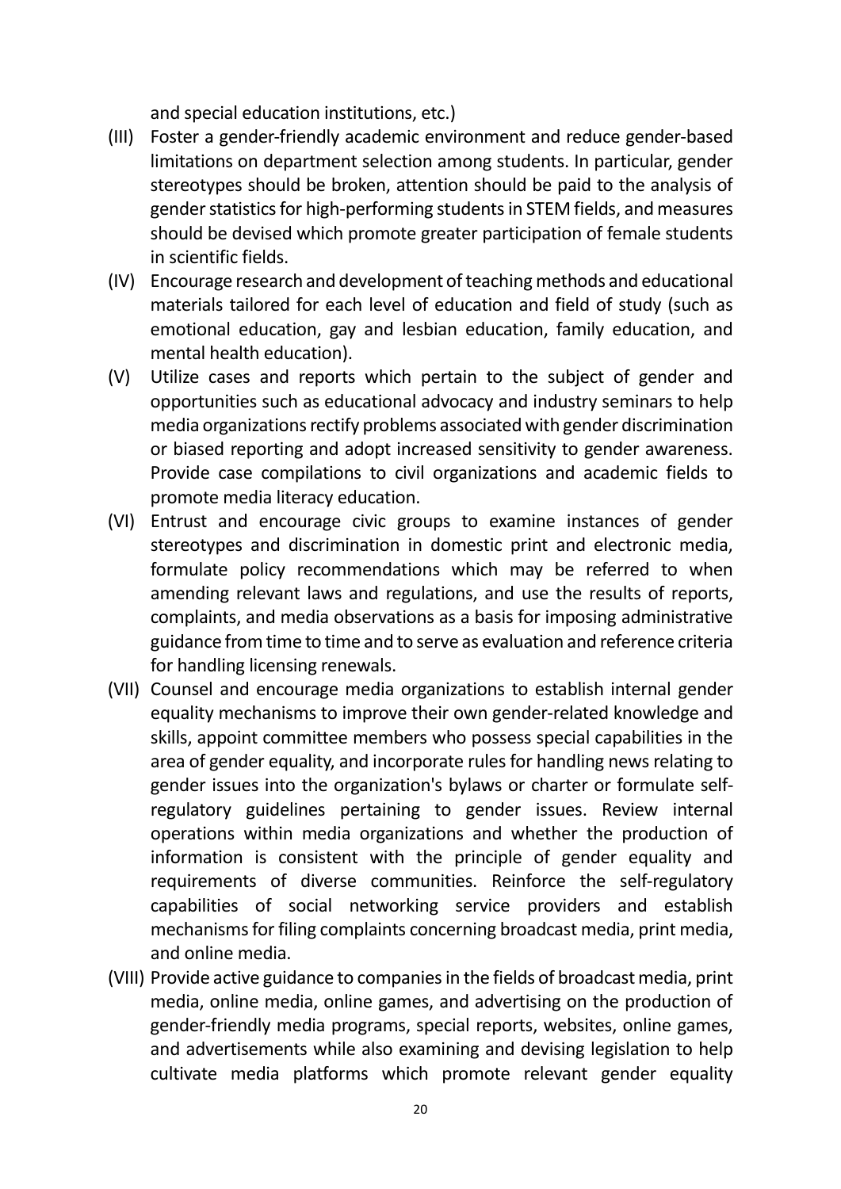and special education institutions, etc.)

(III) Foster a gender-friendly academic environment and reduce gender-based limitations on department selection among students. In particular, gender stereotypes should be broken, attention should be paid to the analysis of gender statistics for high-performing students in STEM fields, and measures should be devised which promote greater participation of female students in scientific fields.

(IV) Encourage research and development of teaching methods and educational materials tailored for each level of education and field of study (such as emotional education, gay and lesbian education, family education, and mental health education).

(V) Utilize cases and reports which pertain to the subject of gender and opportunities such as educational advocacy and industry seminars to help media organizations rectify problems associated with gender discrimination or biased reporting and adopt increased sensitivity to gender awareness. Provide case compilations to civil organizations and academic fields to promote media literacy education.

(VI) Entrust and encourage civic groups to examine instances of gender stereotypes and discrimination in domestic print and electronic media, formulate policy recommendations which may be referred to when amending relevant laws and regulations, and use the results of reports, complaints, and media observations as a basis for imposing administrative guidance from time to time and to serve as evaluation and reference criteria for handling licensing renewals.

(VII) Counsel and encourage media organizations to establish internal gender equality mechanisms to improve their own gender-related knowledge and skills, appoint committee members who possess special capabilities in the area of gender equality, and incorporate rules for handling news relating to gender issues into the organization's bylaws or charter or formulate self-regulatory guidelines pertaining to gender issues. Review internal operations within media organizations and whether the production of information is consistent with the principle of gender equality and requirements of diverse communities. Reinforce the self-regulatory capabilities of social networking service providers and establish mechanisms for filing complaints concerning broadcast media, print media, and online media.

(VIII) Provide active guidance to companies in the fields of broadcast media, print media, online media, online games, and advertising on the production of gender-friendly media programs, special reports, websites, online games, and advertisements while also examining and devising legislation to help cultivate media platforms which promote relevant gender equality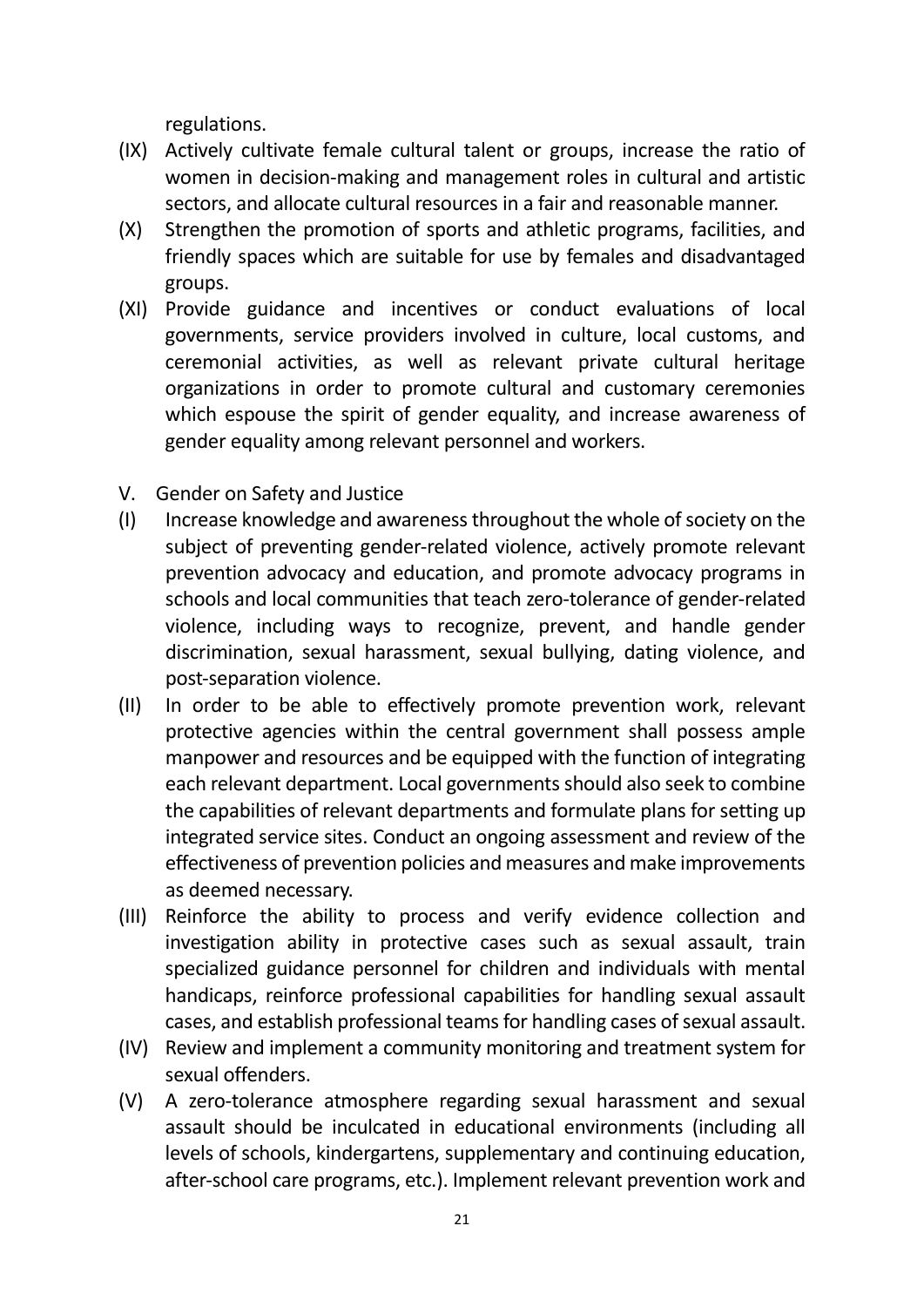regulations.

(IX) Actively cultivate female cultural talent or groups, increase the ratio of women in decision-making and management roles in cultural and artistic sectors, and allocate cultural resources in a fair and reasonable manner.

(X) Strengthen the promotion of sports and athletic programs, facilities, and friendly spaces which are suitable for use by females and disadvantaged groups.

(XI) Provide guidance and incentives or conduct evaluations of local governments, service providers involved in culture, local customs, and ceremonial activities, as well as relevant private cultural heritage organizations in order to promote cultural and customary ceremonies which espouse the spirit of gender equality, and increase awareness of gender equality among relevant personnel and workers.

V. Gender on Safety and Justice

(I) Increase knowledge and awareness throughout the whole of society on the subject of preventing gender-related violence, actively promote relevant prevention advocacy and education, and promote advocacy programs in schools and local communities that teach zero-tolerance of gender-related violence, including ways to recognize, prevent, and handle gender discrimination, sexual harassment, sexual bullying, dating violence, and post-separation violence.

(II) In order to be able to effectively promote prevention work, relevant protective agencies within the central government shall possess ample manpower and resources and be equipped with the function of integrating each relevant department. Local governments should also seek to combine the capabilities of relevant departments and formulate plans for setting up integrated service sites. Conduct an ongoing assessment and review of the effectiveness of prevention policies and measures and make improvements as deemed necessary.

(III) Reinforce the ability to process and verify evidence collection and investigation ability in protective cases such as sexual assault, train specialized guidance personnel for children and individuals with mental handicaps, reinforce professional capabilities for handling sexual assault cases, and establish professional teams for handling cases of sexual assault.

(IV) Review and implement a community monitoring and treatment system for sexual offenders.

(V) A zero-tolerance atmosphere regarding sexual harassment and sexual assault should be inculcated in educational environments (including all levels of schools, kindergartens, supplementary and continuing education, after-school care programs, etc.). Implement relevant prevention work and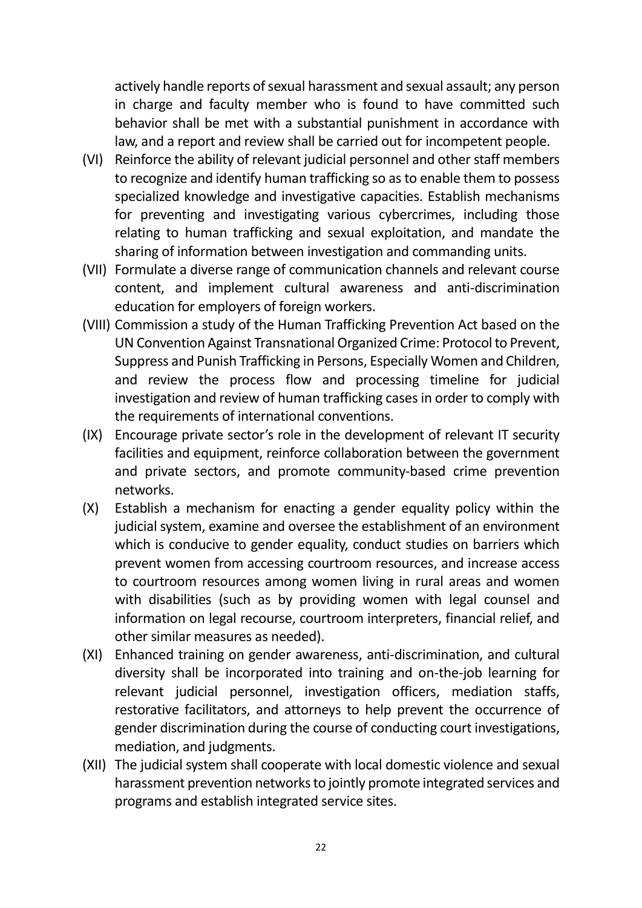actively handle reports of sexual harassment and sexual assault; any person in charge and faculty member who is found to have committed such behavior shall be met with a substantial punishment in accordance with law, and a report and review shall be carried out for incompetent people.

(VI) Reinforce the ability of relevant judicial personnel and other staff members to recognize and identify human trafficking so as to enable them to possess specialized knowledge and investigative capacities. Establish mechanisms for preventing and investigating various cybercrimes, including those relating to human trafficking and sexual exploitation, and mandate the sharing of information between investigation and commanding units.

(VII) Formulate a diverse range of communication channels and relevant course content, and implement cultural awareness and anti-discrimination education for employers of foreign workers.

(VIII) Commission a study of the Human Trafficking Prevention Act based on the UN Convention Against Transnational Organized Crime: Protocol to Prevent, Suppress and Punish Trafficking in Persons, Especially Women and Children, and review the process flow and processing timeline for judicial investigation and review of human trafficking cases in order to comply with the requirements of international conventions.

(IX) Encourage private sector's role in the development of relevant IT security facilities and equipment, reinforce collaboration between the government and private sectors, and promote community-based crime prevention networks.

(X) Establish a mechanism for enacting a gender equality policy within the judicial system, examine and oversee the establishment of an environment which is conducive to gender equality, conduct studies on barriers which prevent women from accessing courtroom resources, and increase access to courtroom resources among women living in rural areas and women with disabilities (such as by providing women with legal counsel and information on legal recourse, courtroom interpreters, financial relief, and other similar measures as needed).

(XI) Enhanced training on gender awareness, anti-discrimination, and cultural diversity shall be incorporated into training and on-the-job learning for relevant judicial personnel, investigation officers, mediation staffs, restorative facilitators, and attorneys to help prevent the occurrence of gender discrimination during the course of conducting court investigations, mediation, and judgments.

(XII) The judicial system shall cooperate with local domestic violence and sexual harassment prevention networks to jointly promote integrated services and programs and establish integrated service sites.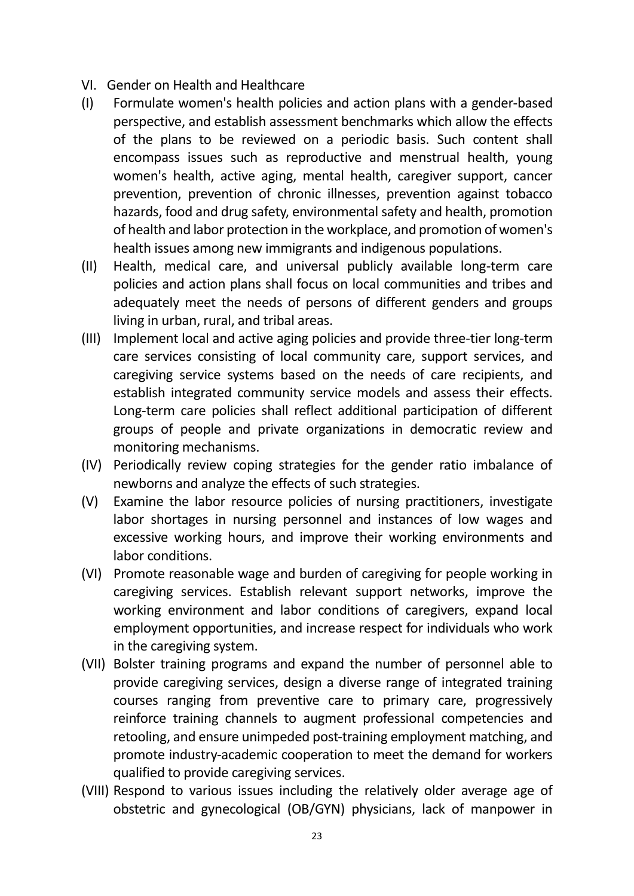VI. Gender on Health and Healthcare

(I) Formulate women's health policies and action plans with a gender-based perspective, and establish assessment benchmarks which allow the effects of the plans to be reviewed on a periodic basis. Such content shall encompass issues such as reproductive and menstrual health, young women's health, active aging, mental health, caregiver support, cancer prevention, prevention of chronic illnesses, prevention against tobacco hazards, food and drug safety, environmental safety and health, promotion of health and labor protection in the workplace, and promotion of women's health issues among new immigrants and indigenous populations.

(II) Health, medical care, and universal publicly available long-term care policies and action plans shall focus on local communities and tribes and adequately meet the needs of persons of different genders and groups living in urban, rural, and tribal areas.

(III) Implement local and active aging policies and provide three-tier long-term care services consisting of local community care, support services, and caregiving service systems based on the needs of care recipients, and establish integrated community service models and assess their effects. Long-term care policies shall reflect additional participation of different groups of people and private organizations in democratic review and monitoring mechanisms.

(IV) Periodically review coping strategies for the gender ratio imbalance of newborns and analyze the effects of such strategies.

(V) Examine the labor resource policies of nursing practitioners, investigate labor shortages in nursing personnel and instances of low wages and excessive working hours, and improve their working environments and labor conditions.

(VI) Promote reasonable wage and burden of caregiving for people working in caregiving services. Establish relevant support networks, improve the working environment and labor conditions of caregivers, expand local employment opportunities, and increase respect for individuals who work in the caregiving system.

(VII) Bolster training programs and expand the number of personnel able to provide caregiving services, design a diverse range of integrated training courses ranging from preventive care to primary care, progressively reinforce training channels to augment professional competencies and retooling, and ensure unimpeded post-training employment matching, and promote industry-academic cooperation to meet the demand for workers qualified to provide caregiving services.

(VIII) Respond to various issues including the relatively older average age of obstetric and gynecological (OB/GYN) physicians, lack of manpower in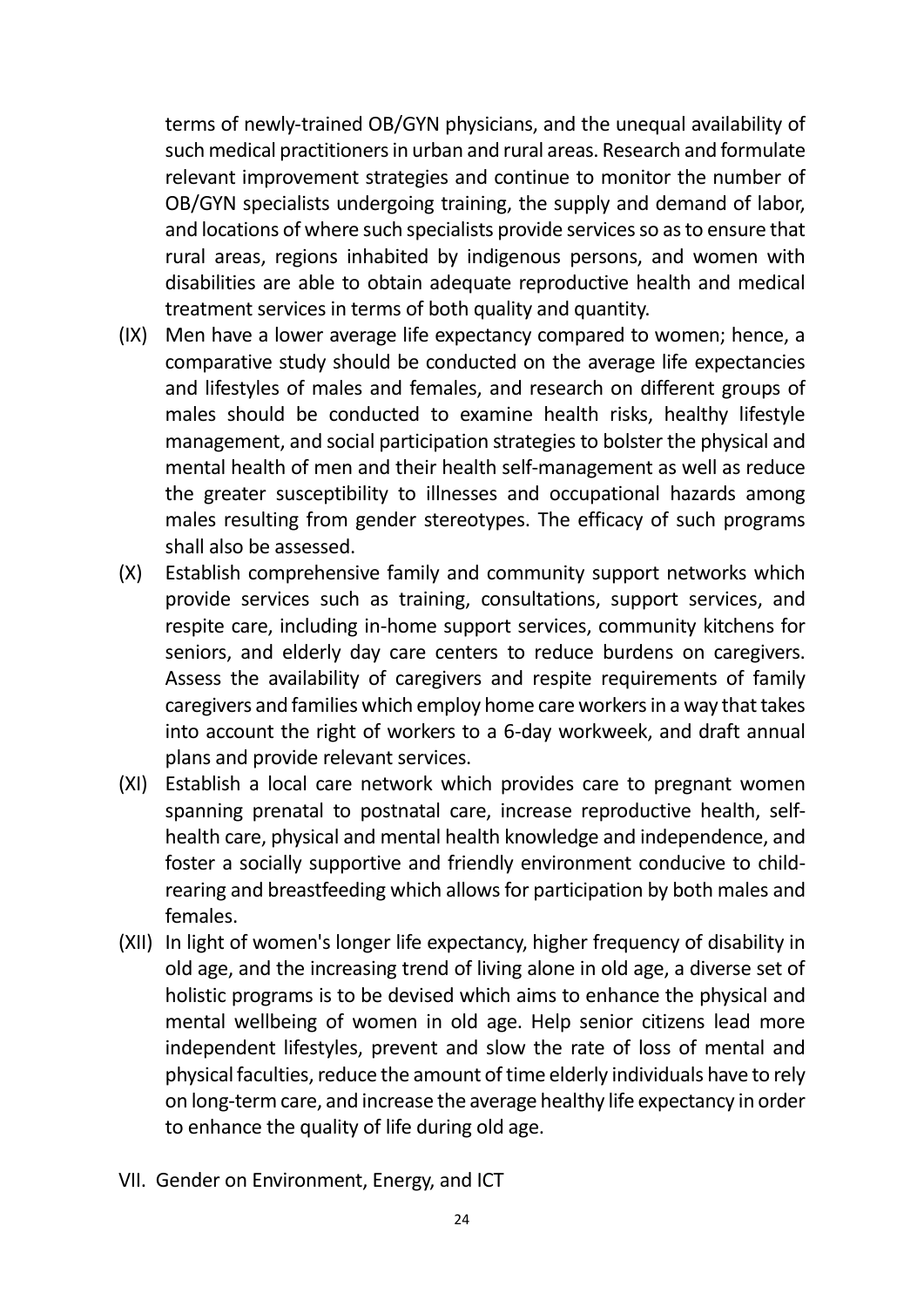terms of newly-trained OB/GYN physicians, and the unequal availability of such medical practitioners in urban and rural areas. Research and formulate relevant improvement strategies and continue to monitor the number of OB/GYN specialists undergoing training, the supply and demand of labor, and locations of where such specialists provide services so as to ensure that rural areas, regions inhabited by indigenous persons, and women with disabilities are able to obtain adequate reproductive health and medical treatment services in terms of both quality and quantity.

(IX) Men have a lower average life expectancy compared to women; hence, a comparative study should be conducted on the average life expectancies and lifestyles of males and females, and research on different groups of males should be conducted to examine health risks, healthy lifestyle management, and social participation strategies to bolster the physical and mental health of men and their health self-management as well as reduce the greater susceptibility to illnesses and occupational hazards among males resulting from gender stereotypes. The efficacy of such programs shall also be assessed.

(X) Establish comprehensive family and community support networks which provide services such as training, consultations, support services, and respite care, including in-home support services, community kitchens for seniors, and elderly day care centers to reduce burdens on caregivers. Assess the availability of caregivers and respite requirements of family caregivers and families which employ home care workers in a way that takes into account the right of workers to a 6-day workweek, and draft annual plans and provide relevant services.

(XI) Establish a local care network which provides care to pregnant women spanning prenatal to postnatal care, increase reproductive health, self-health care, physical and mental health knowledge and independence, and foster a socially supportive and friendly environment conducive to child-rearing and breastfeeding which allows for participation by both males and females.

(XII) In light of women's longer life expectancy, higher frequency of disability in old age, and the increasing trend of living alone in old age, a diverse set of holistic programs is to be devised which aims to enhance the physical and mental wellbeing of women in old age. Help senior citizens lead more independent lifestyles, prevent and slow the rate of loss of mental and physical faculties, reduce the amount of time elderly individuals have to rely on long-term care, and increase the average healthy life expectancy in order to enhance the quality of life during old age.

## VII. Gender on Environment, Energy, and ICT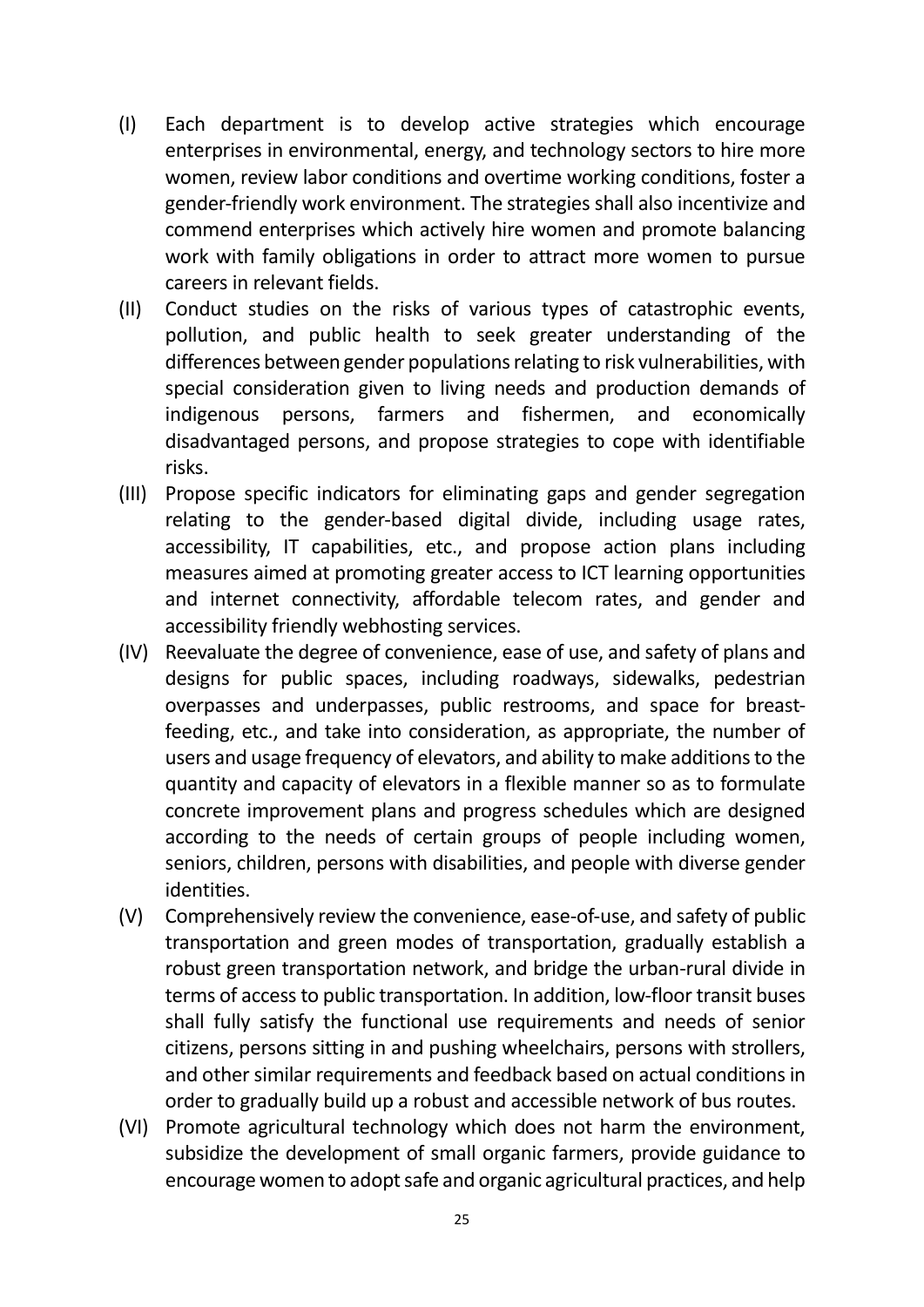(I) Each department is to develop active strategies which encourage enterprises in environmental, energy, and technology sectors to hire more women, review labor conditions and overtime working conditions, foster a gender-friendly work environment. The strategies shall also incentivize and commend enterprises which actively hire women and promote balancing work with family obligations in order to attract more women to pursue careers in relevant fields.

(II) Conduct studies on the risks of various types of catastrophic events, pollution, and public health to seek greater understanding of the differences between gender populations relating to risk vulnerabilities, with special consideration given to living needs and production demands of indigenous persons, farmers and fishermen, and economically disadvantaged persons, and propose strategies to cope with identifiable risks.

(III) Propose specific indicators for eliminating gaps and gender segregation relating to the gender-based digital divide, including usage rates, accessibility, IT capabilities, etc., and propose action plans including measures aimed at promoting greater access to ICT learning opportunities and internet connectivity, affordable telecom rates, and gender and accessibility friendly webhosting services.

(IV) Reevaluate the degree of convenience, ease of use, and safety of plans and designs for public spaces, including roadways, sidewalks, pedestrian overpasses and underpasses, public restrooms, and space for breast-feeding, etc., and take into consideration, as appropriate, the number of users and usage frequency of elevators, and ability to make additions to the quantity and capacity of elevators in a flexible manner so as to formulate concrete improvement plans and progress schedules which are designed according to the needs of certain groups of people including women, seniors, children, persons with disabilities, and people with diverse gender identities.

(V) Comprehensively review the convenience, ease-of-use, and safety of public transportation and green modes of transportation, gradually establish a robust green transportation network, and bridge the urban-rural divide in terms of access to public transportation. In addition, low-floor transit buses shall fully satisfy the functional use requirements and needs of senior citizens, persons sitting in and pushing wheelchairs, persons with strollers, and other similar requirements and feedback based on actual conditions in order to gradually build up a robust and accessible network of bus routes.

(VI) Promote agricultural technology which does not harm the environment, subsidize the development of small organic farmers, provide guidance to encourage women to adopt safe and organic agricultural practices, and help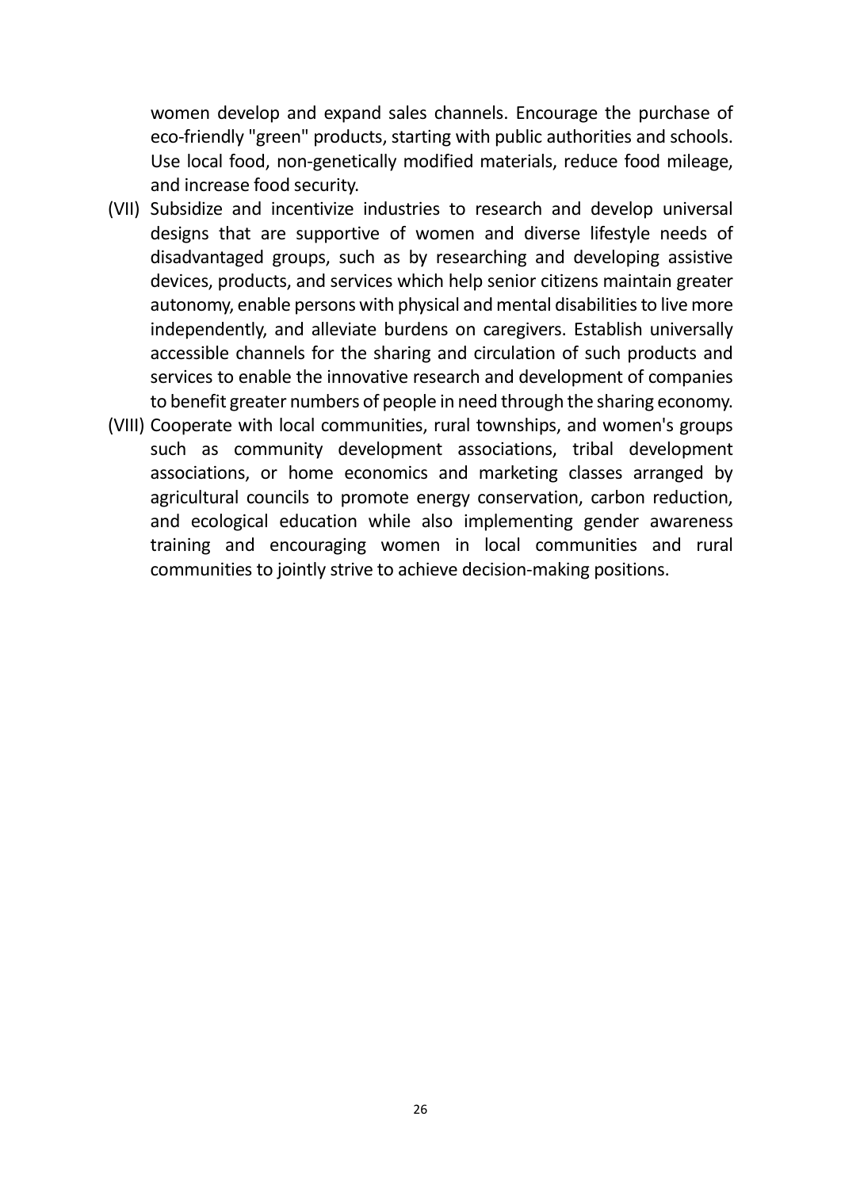women develop and expand sales channels. Encourage the purchase of eco-friendly "green" products, starting with public authorities and schools. Use local food, non-genetically modified materials, reduce food mileage, and increase food security.

(VII) Subsidize and incentivize industries to research and develop universal designs that are supportive of women and diverse lifestyle needs of disadvantaged groups, such as by researching and developing assistive devices, products, and services which help senior citizens maintain greater autonomy, enable persons with physical and mental disabilities to live more independently, and alleviate burdens on caregivers. Establish universally accessible channels for the sharing and circulation of such products and services to enable the innovative research and development of companies to benefit greater numbers of people in need through the sharing economy.

(VIII) Cooperate with local communities, rural townships, and women's groups such as community development associations, tribal development associations, or home economics and marketing classes arranged by agricultural councils to promote energy conservation, carbon reduction, and ecological education while also implementing gender awareness training and encouraging women in local communities and rural communities to jointly strive to achieve decision-making positions.